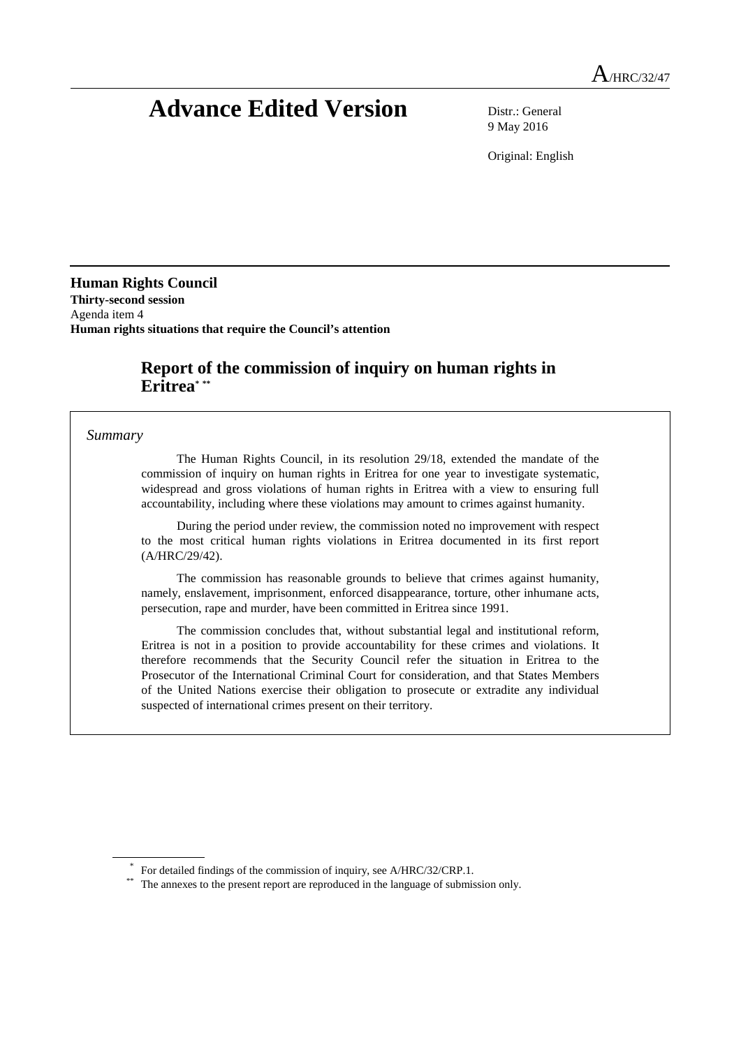A/HRC/32/47

# Advance Edited Version

Distr.: General
9 May 2016

Original: English

**Human Rights Council**
**Thirty-second session**
Agenda item 4
**Human rights situations that require the Council's attention**

## Report of the commission of inquiry on human rights in Eritrea[*] [**]

*Summary*

The Human Rights Council, in its resolution 29/18, extended the mandate of the commission of inquiry on human rights in Eritrea for one year to investigate systematic, widespread and gross violations of human rights in Eritrea with a view to ensuring full accountability, including where these violations may amount to crimes against humanity.

During the period under review, the commission noted no improvement with respect to the most critical human rights violations in Eritrea documented in its first report (A/HRC/29/42).

The commission has reasonable grounds to believe that crimes against humanity, namely, enslavement, imprisonment, enforced disappearance, torture, other inhumane acts, persecution, rape and murder, have been committed in Eritrea since 1991.

The commission concludes that, without substantial legal and institutional reform, Eritrea is not in a position to provide accountability for these crimes and violations. It therefore recommends that the Security Council refer the situation in Eritrea to the Prosecutor of the International Criminal Court for consideration, and that States Members of the United Nations exercise their obligation to prosecute or extradite any individual suspected of international crimes present on their territory.

---

[*] For detailed findings of the commission of inquiry, see A/HRC/32/CRP.1.

[**] The annexes to the present report are reproduced in the language of submission only.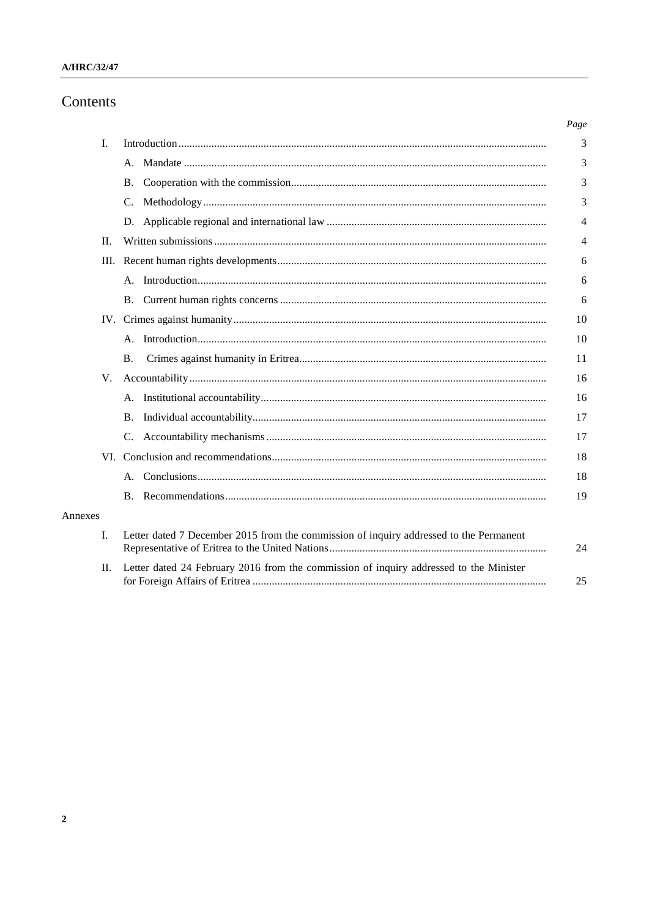# Contents

| | | Page |
|---|---|---|
| I. | Introduction | 3 |
| | A. Mandate | 3 |
| | B. Cooperation with the commission | 3 |
| | C. Methodology | 3 |
| | D. Applicable regional and international law | 4 |
| II. | Written submissions | 4 |
| III. | Recent human rights developments | 6 |
| | A. Introduction | 6 |
| | B. Current human rights concerns | 6 |
| IV. | Crimes against humanity | 10 |
| | A. Introduction | 10 |
| | B. Crimes against humanity in Eritrea | 11 |
| V. | Accountability | 16 |
| | A. Institutional accountability | 16 |
| | B. Individual accountability | 17 |
| | C. Accountability mechanisms | 17 |
| VI. | Conclusion and recommendations | 18 |
| | A. Conclusions | 18 |
| | B. Recommendations | 19 |
| Annexes | | |
| I. | Letter dated 7 December 2015 from the commission of inquiry addressed to the Permanent Representative of Eritrea to the United Nations | 24 |
| II. | Letter dated 24 February 2016 from the commission of inquiry addressed to the Minister for Foreign Affairs of Eritrea | 25 |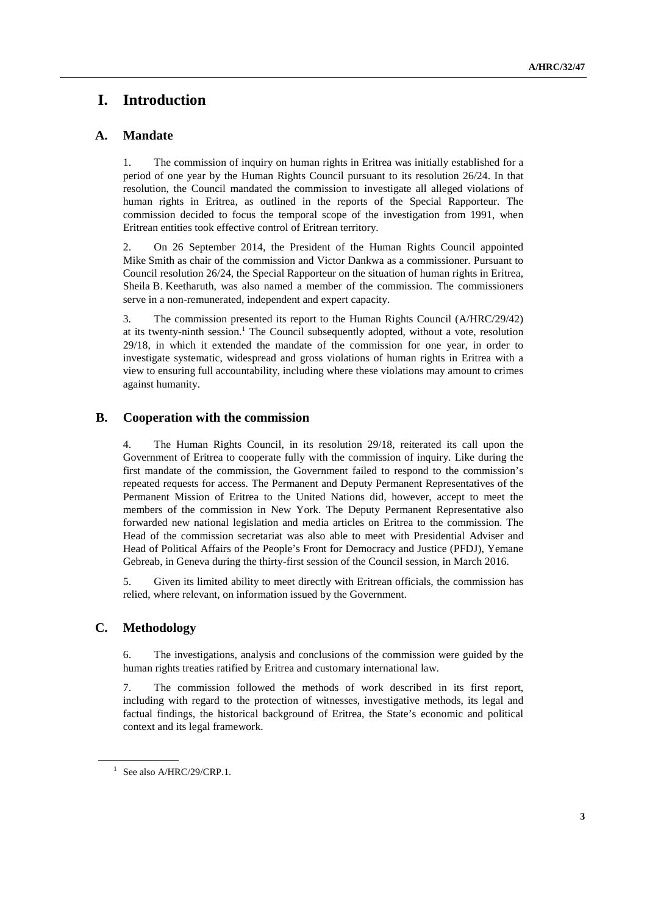# I. Introduction

## A. Mandate

1. The commission of inquiry on human rights in Eritrea was initially established for a period of one year by the Human Rights Council pursuant to its resolution 26/24. In that resolution, the Council mandated the commission to investigate all alleged violations of human rights in Eritrea, as outlined in the reports of the Special Rapporteur. The commission decided to focus the temporal scope of the investigation from 1991, when Eritrean entities took effective control of Eritrean territory.

2. On 26 September 2014, the President of the Human Rights Council appointed Mike Smith as chair of the commission and Victor Dankwa as a commissioner. Pursuant to Council resolution 26/24, the Special Rapporteur on the situation of human rights in Eritrea, Sheila B. Keetharuth, was also named a member of the commission. The commissioners serve in a non-remunerated, independent and expert capacity.

3. The commission presented its report to the Human Rights Council (A/HRC/29/42) at its twenty-ninth session.[1] The Council subsequently adopted, without a vote, resolution 29/18, in which it extended the mandate of the commission for one year, in order to investigate systematic, widespread and gross violations of human rights in Eritrea with a view to ensuring full accountability, including where these violations may amount to crimes against humanity.

## B. Cooperation with the commission

4. The Human Rights Council, in its resolution 29/18, reiterated its call upon the Government of Eritrea to cooperate fully with the commission of inquiry. Like during the first mandate of the commission, the Government failed to respond to the commission's repeated requests for access. The Permanent and Deputy Permanent Representatives of the Permanent Mission of Eritrea to the United Nations did, however, accept to meet the members of the commission in New York. The Deputy Permanent Representative also forwarded new national legislation and media articles on Eritrea to the commission. The Head of the commission secretariat was also able to meet with Presidential Adviser and Head of Political Affairs of the People's Front for Democracy and Justice (PFDJ), Yemane Gebreab, in Geneva during the thirty-first session of the Council session, in March 2016.

5. Given its limited ability to meet directly with Eritrean officials, the commission has relied, where relevant, on information issued by the Government.

## C. Methodology

6. The investigations, analysis and conclusions of the commission were guided by the human rights treaties ratified by Eritrea and customary international law.

7. The commission followed the methods of work described in its first report, including with regard to the protection of witnesses, investigative methods, its legal and factual findings, the historical background of Eritrea, the State's economic and political context and its legal framework.

---

[1] See also A/HRC/29/CRP.1.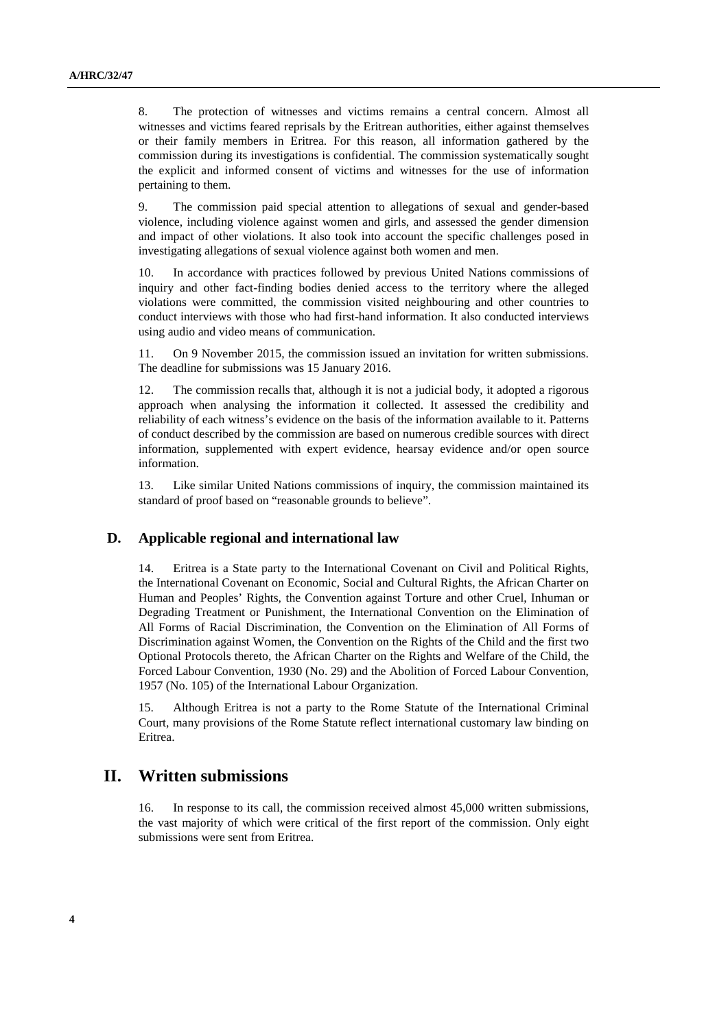8. The protection of witnesses and victims remains a central concern. Almost all witnesses and victims feared reprisals by the Eritrean authorities, either against themselves or their family members in Eritrea. For this reason, all information gathered by the commission during its investigations is confidential. The commission systematically sought the explicit and informed consent of victims and witnesses for the use of information pertaining to them.

9. The commission paid special attention to allegations of sexual and gender-based violence, including violence against women and girls, and assessed the gender dimension and impact of other violations. It also took into account the specific challenges posed in investigating allegations of sexual violence against both women and men.

10. In accordance with practices followed by previous United Nations commissions of inquiry and other fact-finding bodies denied access to the territory where the alleged violations were committed, the commission visited neighbouring and other countries to conduct interviews with those who had first-hand information. It also conducted interviews using audio and video means of communication.

11. On 9 November 2015, the commission issued an invitation for written submissions. The deadline for submissions was 15 January 2016.

12. The commission recalls that, although it is not a judicial body, it adopted a rigorous approach when analysing the information it collected. It assessed the credibility and reliability of each witness's evidence on the basis of the information available to it. Patterns of conduct described by the commission are based on numerous credible sources with direct information, supplemented with expert evidence, hearsay evidence and/or open source information.

13. Like similar United Nations commissions of inquiry, the commission maintained its standard of proof based on "reasonable grounds to believe".

### D. Applicable regional and international law

14. Eritrea is a State party to the International Covenant on Civil and Political Rights, the International Covenant on Economic, Social and Cultural Rights, the African Charter on Human and Peoples' Rights, the Convention against Torture and other Cruel, Inhuman or Degrading Treatment or Punishment, the International Convention on the Elimination of All Forms of Racial Discrimination, the Convention on the Elimination of All Forms of Discrimination against Women, the Convention on the Rights of the Child and the first two Optional Protocols thereto, the African Charter on the Rights and Welfare of the Child, the Forced Labour Convention, 1930 (No. 29) and the Abolition of Forced Labour Convention, 1957 (No. 105) of the International Labour Organization.

15. Although Eritrea is not a party to the Rome Statute of the International Criminal Court, many provisions of the Rome Statute reflect international customary law binding on Eritrea.

## II. Written submissions

16. In response to its call, the commission received almost 45,000 written submissions, the vast majority of which were critical of the first report of the commission. Only eight submissions were sent from Eritrea.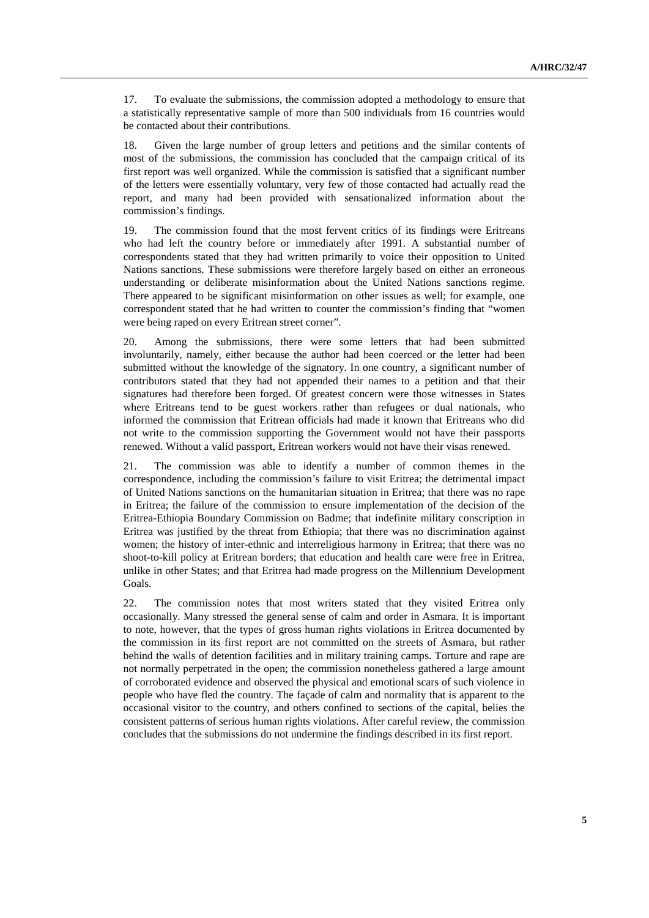17. To evaluate the submissions, the commission adopted a methodology to ensure that a statistically representative sample of more than 500 individuals from 16 countries would be contacted about their contributions.

18. Given the large number of group letters and petitions and the similar contents of most of the submissions, the commission has concluded that the campaign critical of its first report was well organized. While the commission is satisfied that a significant number of the letters were essentially voluntary, very few of those contacted had actually read the report, and many had been provided with sensationalized information about the commission's findings.

19. The commission found that the most fervent critics of its findings were Eritreans who had left the country before or immediately after 1991. A substantial number of correspondents stated that they had written primarily to voice their opposition to United Nations sanctions. These submissions were therefore largely based on either an erroneous understanding or deliberate misinformation about the United Nations sanctions regime. There appeared to be significant misinformation on other issues as well; for example, one correspondent stated that he had written to counter the commission's finding that "women were being raped on every Eritrean street corner".

20. Among the submissions, there were some letters that had been submitted involuntarily, namely, either because the author had been coerced or the letter had been submitted without the knowledge of the signatory. In one country, a significant number of contributors stated that they had not appended their names to a petition and that their signatures had therefore been forged. Of greatest concern were those witnesses in States where Eritreans tend to be guest workers rather than refugees or dual nationals, who informed the commission that Eritrean officials had made it known that Eritreans who did not write to the commission supporting the Government would not have their passports renewed. Without a valid passport, Eritrean workers would not have their visas renewed.

21. The commission was able to identify a number of common themes in the correspondence, including the commission's failure to visit Eritrea; the detrimental impact of United Nations sanctions on the humanitarian situation in Eritrea; that there was no rape in Eritrea; the failure of the commission to ensure implementation of the decision of the Eritrea-Ethiopia Boundary Commission on Badme; that indefinite military conscription in Eritrea was justified by the threat from Ethiopia; that there was no discrimination against women; the history of inter-ethnic and interreligious harmony in Eritrea; that there was no shoot-to-kill policy at Eritrean borders; that education and health care were free in Eritrea, unlike in other States; and that Eritrea had made progress on the Millennium Development Goals.

22. The commission notes that most writers stated that they visited Eritrea only occasionally. Many stressed the general sense of calm and order in Asmara. It is important to note, however, that the types of gross human rights violations in Eritrea documented by the commission in its first report are not committed on the streets of Asmara, but rather behind the walls of detention facilities and in military training camps. Torture and rape are not normally perpetrated in the open; the commission nonetheless gathered a large amount of corroborated evidence and observed the physical and emotional scars of such violence in people who have fled the country. The façade of calm and normality that is apparent to the occasional visitor to the country, and others confined to sections of the capital, belies the consistent patterns of serious human rights violations. After careful review, the commission concludes that the submissions do not undermine the findings described in its first report.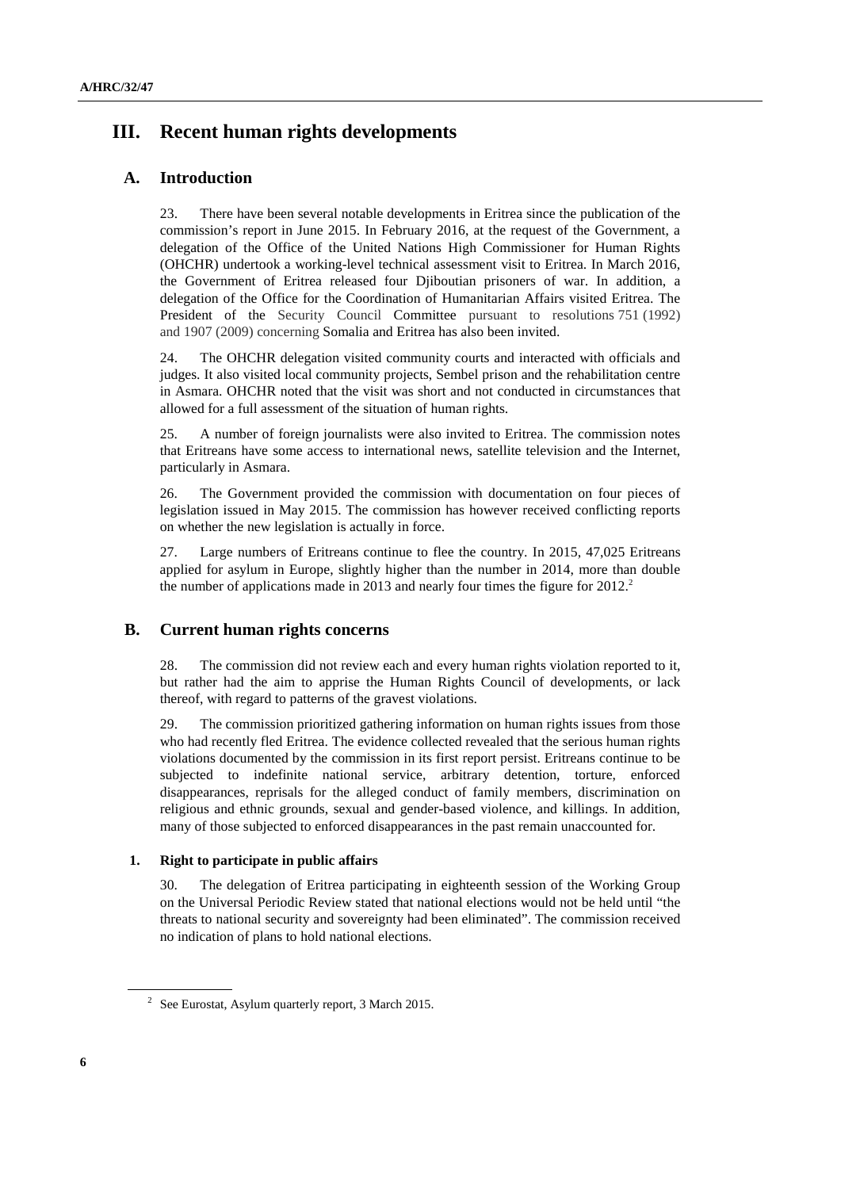# III. Recent human rights developments

## A. Introduction

23. There have been several notable developments in Eritrea since the publication of the commission's report in June 2015. In February 2016, at the request of the Government, a delegation of the Office of the United Nations High Commissioner for Human Rights (OHCHR) undertook a working-level technical assessment visit to Eritrea. In March 2016, the Government of Eritrea released four Djiboutian prisoners of war. In addition, a delegation of the Office for the Coordination of Humanitarian Affairs visited Eritrea. The President of the Security Council Committee pursuant to resolutions 751 (1992) and 1907 (2009) concerning Somalia and Eritrea has also been invited.

24. The OHCHR delegation visited community courts and interacted with officials and judges. It also visited local community projects, Sembel prison and the rehabilitation centre in Asmara. OHCHR noted that the visit was short and not conducted in circumstances that allowed for a full assessment of the situation of human rights.

25. A number of foreign journalists were also invited to Eritrea. The commission notes that Eritreans have some access to international news, satellite television and the Internet, particularly in Asmara.

26. The Government provided the commission with documentation on four pieces of legislation issued in May 2015. The commission has however received conflicting reports on whether the new legislation is actually in force.

27. Large numbers of Eritreans continue to flee the country. In 2015, 47,025 Eritreans applied for asylum in Europe, slightly higher than the number in 2014, more than double the number of applications made in 2013 and nearly four times the figure for 2012.[2]

## B. Current human rights concerns

28. The commission did not review each and every human rights violation reported to it, but rather had the aim to apprise the Human Rights Council of developments, or lack thereof, with regard to patterns of the gravest violations.

29. The commission prioritized gathering information on human rights issues from those who had recently fled Eritrea. The evidence collected revealed that the serious human rights violations documented by the commission in its first report persist. Eritreans continue to be subjected to indefinite national service, arbitrary detention, torture, enforced disappearances, reprisals for the alleged conduct of family members, discrimination on religious and ethnic grounds, sexual and gender-based violence, and killings. In addition, many of those subjected to enforced disappearances in the past remain unaccounted for.

### 1. Right to participate in public affairs

30. The delegation of Eritrea participating in eighteenth session of the Working Group on the Universal Periodic Review stated that national elections would not be held until "the threats to national security and sovereignty had been eliminated". The commission received no indication of plans to hold national elections.

[2] See Eurostat, Asylum quarterly report, 3 March 2015.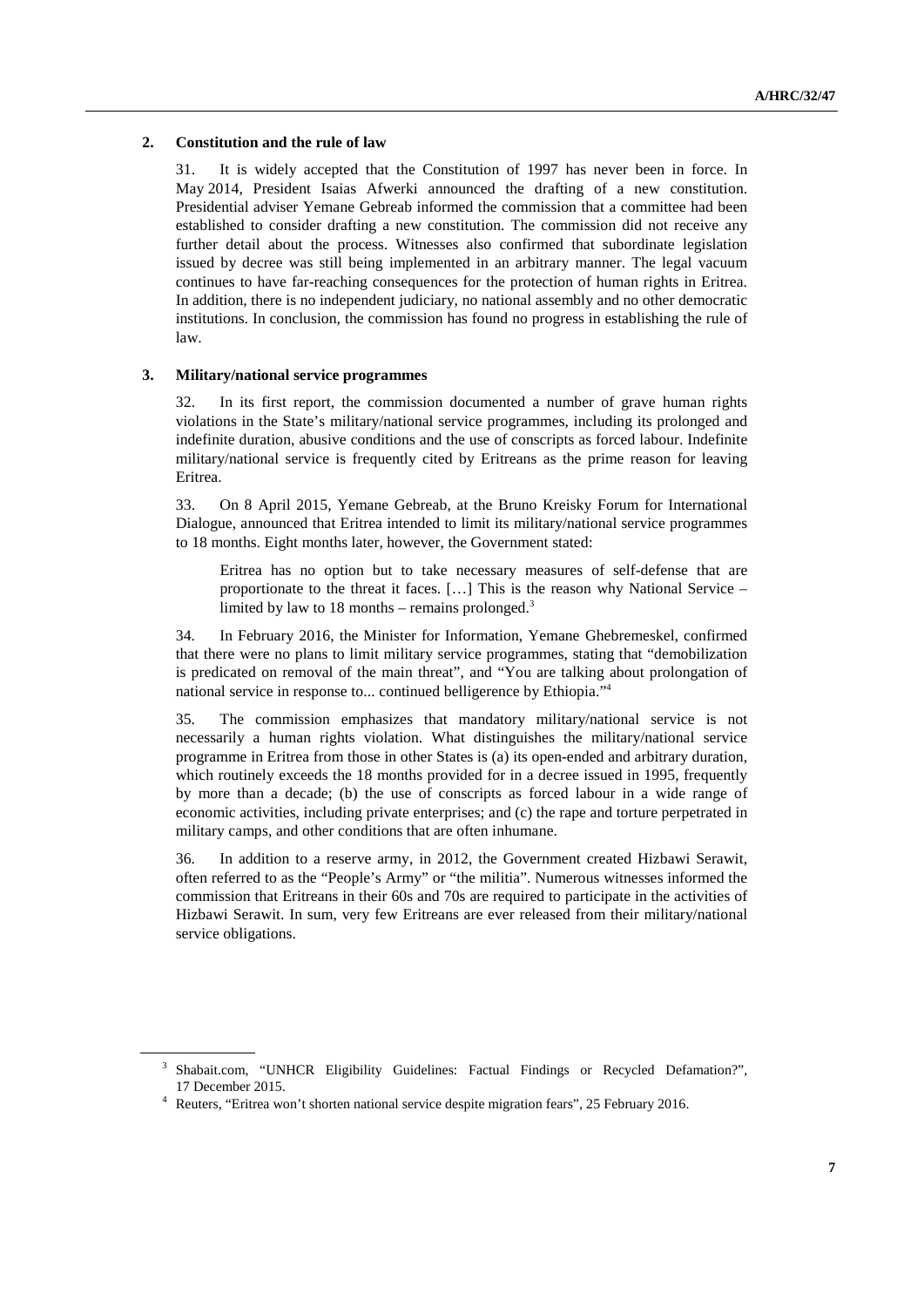### 2. Constitution and the rule of law

31. It is widely accepted that the Constitution of 1997 has never been in force. In May 2014, President Isaias Afwerki announced the drafting of a new constitution. Presidential adviser Yemane Gebreab informed the commission that a committee had been established to consider drafting a new constitution. The commission did not receive any further detail about the process. Witnesses also confirmed that subordinate legislation issued by decree was still being implemented in an arbitrary manner. The legal vacuum continues to have far-reaching consequences for the protection of human rights in Eritrea. In addition, there is no independent judiciary, no national assembly and no other democratic institutions. In conclusion, the commission has found no progress in establishing the rule of law.

### 3. Military/national service programmes

32. In its first report, the commission documented a number of grave human rights violations in the State's military/national service programmes, including its prolonged and indefinite duration, abusive conditions and the use of conscripts as forced labour. Indefinite military/national service is frequently cited by Eritreans as the prime reason for leaving Eritrea.

33. On 8 April 2015, Yemane Gebreab, at the Bruno Kreisky Forum for International Dialogue, announced that Eritrea intended to limit its military/national service programmes to 18 months. Eight months later, however, the Government stated:

> Eritrea has no option but to take necessary measures of self-defense that are proportionate to the threat it faces. […] This is the reason why National Service – limited by law to 18 months – remains prolonged.[3]

34. In February 2016, the Minister for Information, Yemane Ghebremeskel, confirmed that there were no plans to limit military service programmes, stating that "demobilization is predicated on removal of the main threat", and "You are talking about prolongation of national service in response to... continued belligerence by Ethiopia."[4]

35. The commission emphasizes that mandatory military/national service is not necessarily a human rights violation. What distinguishes the military/national service programme in Eritrea from those in other States is (a) its open-ended and arbitrary duration, which routinely exceeds the 18 months provided for in a decree issued in 1995, frequently by more than a decade; (b) the use of conscripts as forced labour in a wide range of economic activities, including private enterprises; and (c) the rape and torture perpetrated in military camps, and other conditions that are often inhumane.

36. In addition to a reserve army, in 2012, the Government created Hizbawi Serawit, often referred to as the "People's Army" or "the militia". Numerous witnesses informed the commission that Eritreans in their 60s and 70s are required to participate in the activities of Hizbawi Serawit. In sum, very few Eritreans are ever released from their military/national service obligations.

---

[3] Shabait.com, "UNHCR Eligibility Guidelines: Factual Findings or Recycled Defamation?", 17 December 2015.

[4] Reuters, "Eritrea won't shorten national service despite migration fears", 25 February 2016.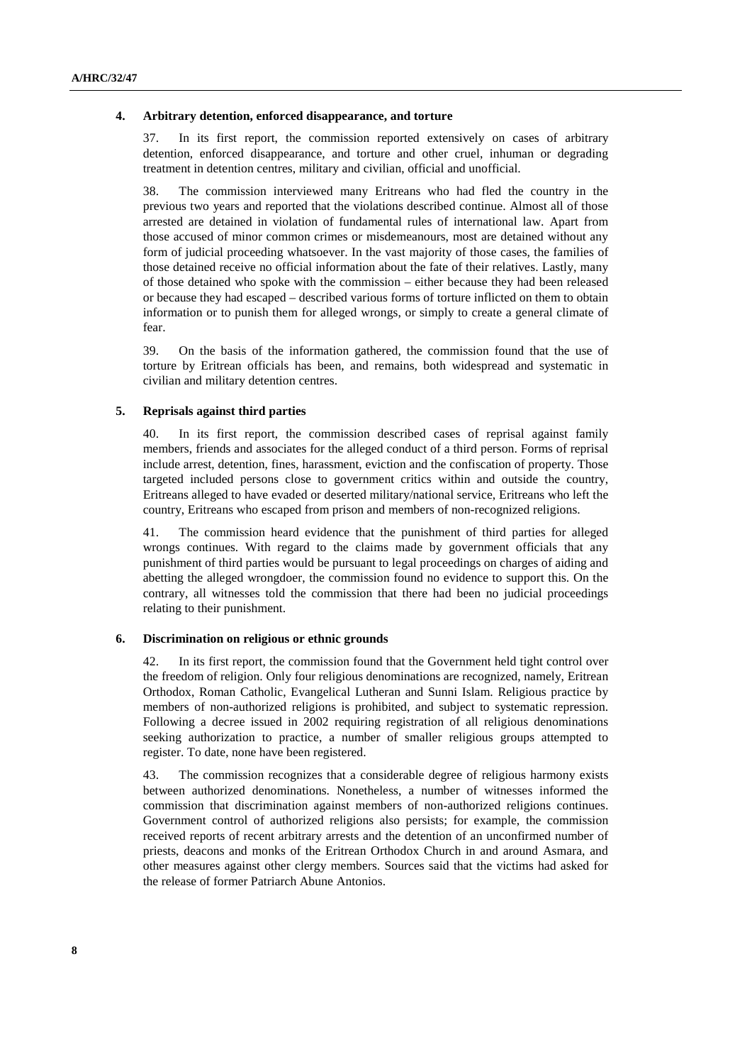### 4. Arbitrary detention, enforced disappearance, and torture

37. In its first report, the commission reported extensively on cases of arbitrary detention, enforced disappearance, and torture and other cruel, inhuman or degrading treatment in detention centres, military and civilian, official and unofficial.

38. The commission interviewed many Eritreans who had fled the country in the previous two years and reported that the violations described continue. Almost all of those arrested are detained in violation of fundamental rules of international law. Apart from those accused of minor common crimes or misdemeanours, most are detained without any form of judicial proceeding whatsoever. In the vast majority of those cases, the families of those detained receive no official information about the fate of their relatives. Lastly, many of those detained who spoke with the commission – either because they had been released or because they had escaped – described various forms of torture inflicted on them to obtain information or to punish them for alleged wrongs, or simply to create a general climate of fear.

39. On the basis of the information gathered, the commission found that the use of torture by Eritrean officials has been, and remains, both widespread and systematic in civilian and military detention centres.

### 5. Reprisals against third parties

40. In its first report, the commission described cases of reprisal against family members, friends and associates for the alleged conduct of a third person. Forms of reprisal include arrest, detention, fines, harassment, eviction and the confiscation of property. Those targeted included persons close to government critics within and outside the country, Eritreans alleged to have evaded or deserted military/national service, Eritreans who left the country, Eritreans who escaped from prison and members of non-recognized religions.

41. The commission heard evidence that the punishment of third parties for alleged wrongs continues. With regard to the claims made by government officials that any punishment of third parties would be pursuant to legal proceedings on charges of aiding and abetting the alleged wrongdoer, the commission found no evidence to support this. On the contrary, all witnesses told the commission that there had been no judicial proceedings relating to their punishment.

### 6. Discrimination on religious or ethnic grounds

42. In its first report, the commission found that the Government held tight control over the freedom of religion. Only four religious denominations are recognized, namely, Eritrean Orthodox, Roman Catholic, Evangelical Lutheran and Sunni Islam. Religious practice by members of non-authorized religions is prohibited, and subject to systematic repression. Following a decree issued in 2002 requiring registration of all religious denominations seeking authorization to practice, a number of smaller religious groups attempted to register. To date, none have been registered.

43. The commission recognizes that a considerable degree of religious harmony exists between authorized denominations. Nonetheless, a number of witnesses informed the commission that discrimination against members of non-authorized religions continues. Government control of authorized religions also persists; for example, the commission received reports of recent arbitrary arrests and the detention of an unconfirmed number of priests, deacons and monks of the Eritrean Orthodox Church in and around Asmara, and other measures against other clergy members. Sources said that the victims had asked for the release of former Patriarch Abune Antonios.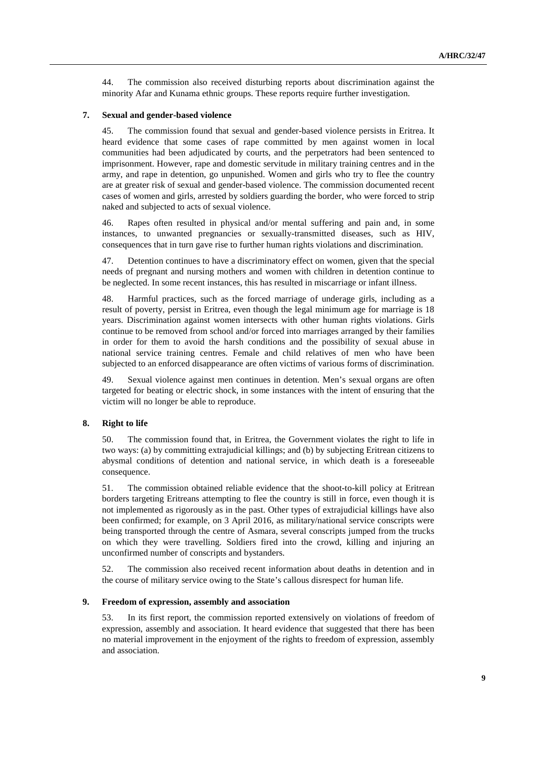44. The commission also received disturbing reports about discrimination against the minority Afar and Kunama ethnic groups. These reports require further investigation.

### 7. Sexual and gender-based violence

45. The commission found that sexual and gender-based violence persists in Eritrea. It heard evidence that some cases of rape committed by men against women in local communities had been adjudicated by courts, and the perpetrators had been sentenced to imprisonment. However, rape and domestic servitude in military training centres and in the army, and rape in detention, go unpunished. Women and girls who try to flee the country are at greater risk of sexual and gender-based violence. The commission documented recent cases of women and girls, arrested by soldiers guarding the border, who were forced to strip naked and subjected to acts of sexual violence.

46. Rapes often resulted in physical and/or mental suffering and pain and, in some instances, to unwanted pregnancies or sexually-transmitted diseases, such as HIV, consequences that in turn gave rise to further human rights violations and discrimination.

47. Detention continues to have a discriminatory effect on women, given that the special needs of pregnant and nursing mothers and women with children in detention continue to be neglected. In some recent instances, this has resulted in miscarriage or infant illness.

48. Harmful practices, such as the forced marriage of underage girls, including as a result of poverty, persist in Eritrea, even though the legal minimum age for marriage is 18 years. Discrimination against women intersects with other human rights violations. Girls continue to be removed from school and/or forced into marriages arranged by their families in order for them to avoid the harsh conditions and the possibility of sexual abuse in national service training centres. Female and child relatives of men who have been subjected to an enforced disappearance are often victims of various forms of discrimination.

49. Sexual violence against men continues in detention. Men's sexual organs are often targeted for beating or electric shock, in some instances with the intent of ensuring that the victim will no longer be able to reproduce.

### 8. Right to life

50. The commission found that, in Eritrea, the Government violates the right to life in two ways: (a) by committing extrajudicial killings; and (b) by subjecting Eritrean citizens to abysmal conditions of detention and national service, in which death is a foreseeable consequence.

51. The commission obtained reliable evidence that the shoot-to-kill policy at Eritrean borders targeting Eritreans attempting to flee the country is still in force, even though it is not implemented as rigorously as in the past. Other types of extrajudicial killings have also been confirmed; for example, on 3 April 2016, as military/national service conscripts were being transported through the centre of Asmara, several conscripts jumped from the trucks on which they were travelling. Soldiers fired into the crowd, killing and injuring an unconfirmed number of conscripts and bystanders.

52. The commission also received recent information about deaths in detention and in the course of military service owing to the State's callous disrespect for human life.

### 9. Freedom of expression, assembly and association

53. In its first report, the commission reported extensively on violations of freedom of expression, assembly and association. It heard evidence that suggested that there has been no material improvement in the enjoyment of the rights to freedom of expression, assembly and association.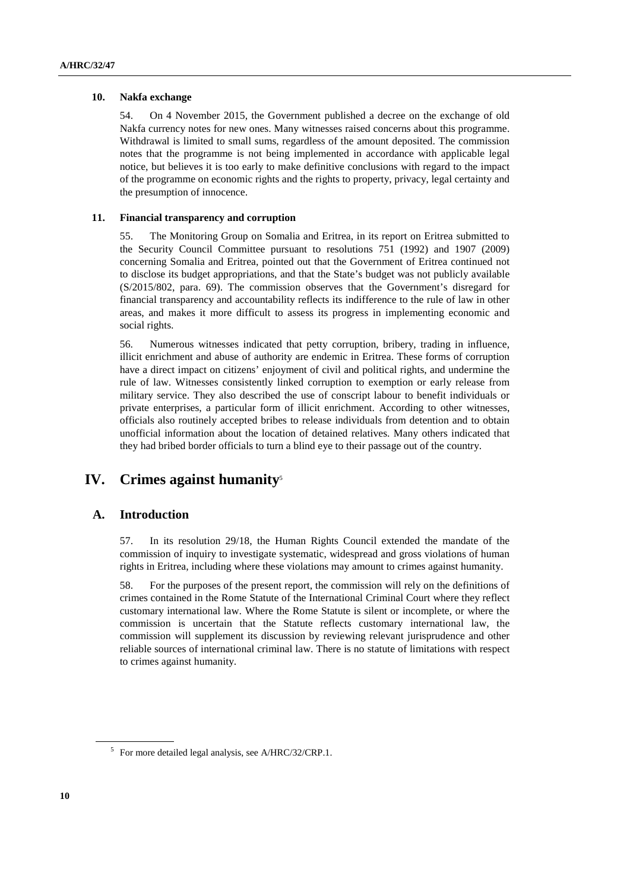### 10. Nakfa exchange

54. On 4 November 2015, the Government published a decree on the exchange of old Nakfa currency notes for new ones. Many witnesses raised concerns about this programme. Withdrawal is limited to small sums, regardless of the amount deposited. The commission notes that the programme is not being implemented in accordance with applicable legal notice, but believes it is too early to make definitive conclusions with regard to the impact of the programme on economic rights and the rights to property, privacy, legal certainty and the presumption of innocence.

### 11. Financial transparency and corruption

55. The Monitoring Group on Somalia and Eritrea, in its report on Eritrea submitted to the Security Council Committee pursuant to resolutions 751 (1992) and 1907 (2009) concerning Somalia and Eritrea, pointed out that the Government of Eritrea continued not to disclose its budget appropriations, and that the State's budget was not publicly available (S/2015/802, para. 69). The commission observes that the Government's disregard for financial transparency and accountability reflects its indifference to the rule of law in other areas, and makes it more difficult to assess its progress in implementing economic and social rights.

56. Numerous witnesses indicated that petty corruption, bribery, trading in influence, illicit enrichment and abuse of authority are endemic in Eritrea. These forms of corruption have a direct impact on citizens' enjoyment of civil and political rights, and undermine the rule of law. Witnesses consistently linked corruption to exemption or early release from military service. They also described the use of conscript labour to benefit individuals or private enterprises, a particular form of illicit enrichment. According to other witnesses, officials also routinely accepted bribes to release individuals from detention and to obtain unofficial information about the location of detained relatives. Many others indicated that they had bribed border officials to turn a blind eye to their passage out of the country.

# IV. Crimes against humanity[5]

## A. Introduction

57. In its resolution 29/18, the Human Rights Council extended the mandate of the commission of inquiry to investigate systematic, widespread and gross violations of human rights in Eritrea, including where these violations may amount to crimes against humanity.

58. For the purposes of the present report, the commission will rely on the definitions of crimes contained in the Rome Statute of the International Criminal Court where they reflect customary international law. Where the Rome Statute is silent or incomplete, or where the commission is uncertain that the Statute reflects customary international law, the commission will supplement its discussion by reviewing relevant jurisprudence and other reliable sources of international criminal law. There is no statute of limitations with respect to crimes against humanity.

[5] For more detailed legal analysis, see A/HRC/32/CRP.1.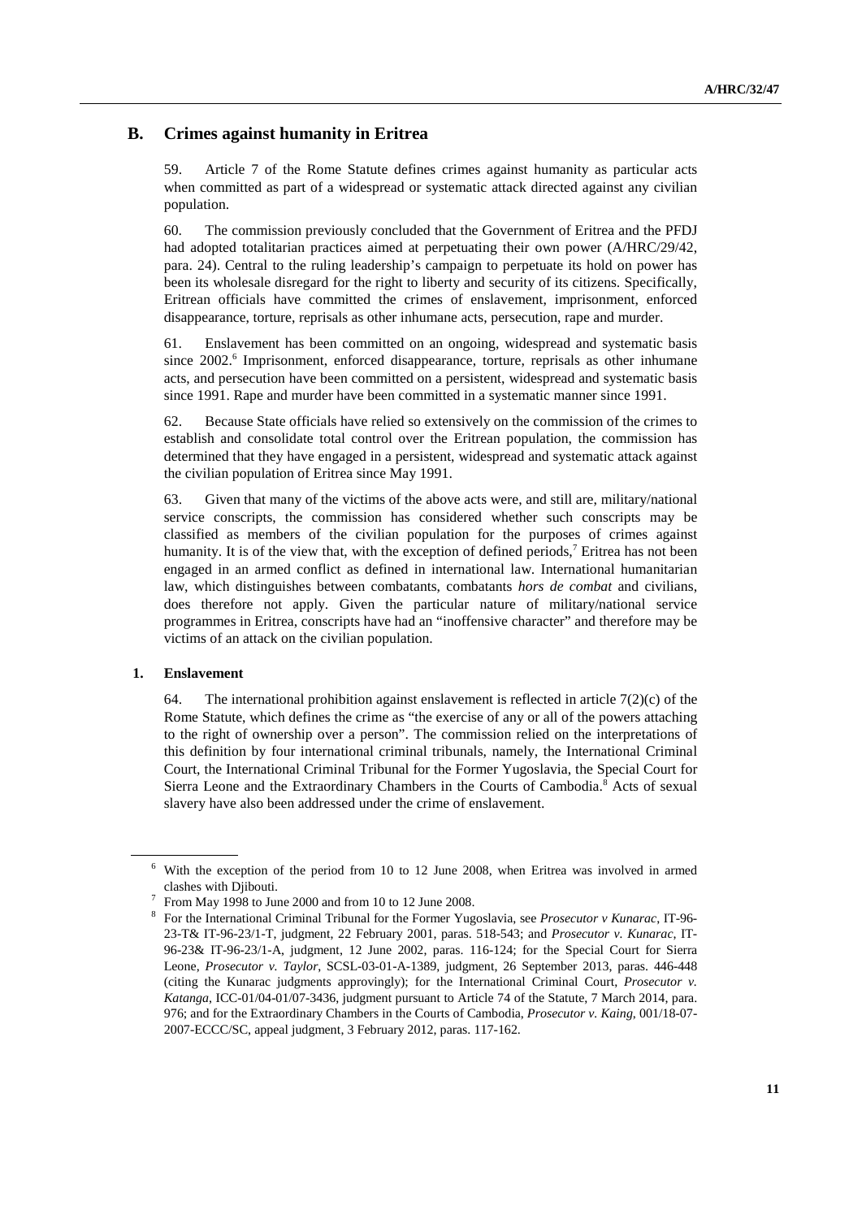## B. Crimes against humanity in Eritrea

59. Article 7 of the Rome Statute defines crimes against humanity as particular acts when committed as part of a widespread or systematic attack directed against any civilian population.

60. The commission previously concluded that the Government of Eritrea and the PFDJ had adopted totalitarian practices aimed at perpetuating their own power (A/HRC/29/42, para. 24). Central to the ruling leadership's campaign to perpetuate its hold on power has been its wholesale disregard for the right to liberty and security of its citizens. Specifically, Eritrean officials have committed the crimes of enslavement, imprisonment, enforced disappearance, torture, reprisals as other inhumane acts, persecution, rape and murder.

61. Enslavement has been committed on an ongoing, widespread and systematic basis since 2002.[6] Imprisonment, enforced disappearance, torture, reprisals as other inhumane acts, and persecution have been committed on a persistent, widespread and systematic basis since 1991. Rape and murder have been committed in a systematic manner since 1991.

62. Because State officials have relied so extensively on the commission of the crimes to establish and consolidate total control over the Eritrean population, the commission has determined that they have engaged in a persistent, widespread and systematic attack against the civilian population of Eritrea since May 1991.

63. Given that many of the victims of the above acts were, and still are, military/national service conscripts, the commission has considered whether such conscripts may be classified as members of the civilian population for the purposes of crimes against humanity. It is of the view that, with the exception of defined periods,[7] Eritrea has not been engaged in an armed conflict as defined in international law. International humanitarian law, which distinguishes between combatants, combatants *hors de combat* and civilians, does therefore not apply. Given the particular nature of military/national service programmes in Eritrea, conscripts have had an "inoffensive character" and therefore may be victims of an attack on the civilian population.

### 1. Enslavement

64. The international prohibition against enslavement is reflected in article 7(2)(c) of the Rome Statute, which defines the crime as "the exercise of any or all of the powers attaching to the right of ownership over a person". The commission relied on the interpretations of this definition by four international criminal tribunals, namely, the International Criminal Court, the International Criminal Tribunal for the Former Yugoslavia, the Special Court for Sierra Leone and the Extraordinary Chambers in the Courts of Cambodia.[8] Acts of sexual slavery have also been addressed under the crime of enslavement.

---

[6] With the exception of the period from 10 to 12 June 2008, when Eritrea was involved in armed clashes with Djibouti.

[7] From May 1998 to June 2000 and from 10 to 12 June 2008.

[8] For the International Criminal Tribunal for the Former Yugoslavia, see *Prosecutor v Kunarac*, IT-96-23-T& IT-96-23/1-T, judgment, 22 February 2001, paras. 518-543; and *Prosecutor v. Kunarac*, IT-96-23& IT-96-23/1-A, judgment, 12 June 2002, paras. 116-124; for the Special Court for Sierra Leone, *Prosecutor v. Taylor*, SCSL-03-01-A-1389, judgment, 26 September 2013, paras. 446-448 (citing the Kunarac judgments approvingly); for the International Criminal Court, *Prosecutor v. Katanga*, ICC-01/04-01/07-3436, judgment pursuant to Article 74 of the Statute, 7 March 2014, para. 976; and for the Extraordinary Chambers in the Courts of Cambodia, *Prosecutor v. Kaing*, 001/18-07-2007-ECCC/SC, appeal judgment, 3 February 2012, paras. 117-162.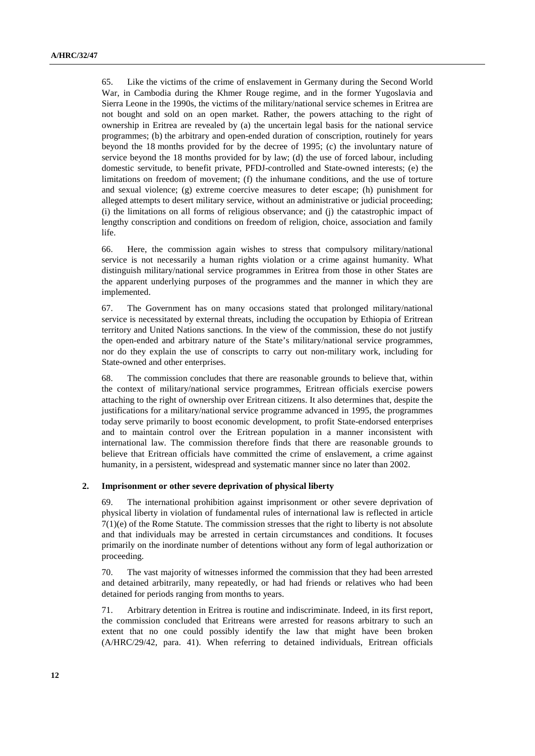65. Like the victims of the crime of enslavement in Germany during the Second World War, in Cambodia during the Khmer Rouge regime, and in the former Yugoslavia and Sierra Leone in the 1990s, the victims of the military/national service schemes in Eritrea are not bought and sold on an open market. Rather, the powers attaching to the right of ownership in Eritrea are revealed by (a) the uncertain legal basis for the national service programmes; (b) the arbitrary and open-ended duration of conscription, routinely for years beyond the 18 months provided for by the decree of 1995; (c) the involuntary nature of service beyond the 18 months provided for by law; (d) the use of forced labour, including domestic servitude, to benefit private, PFDJ-controlled and State-owned interests; (e) the limitations on freedom of movement; (f) the inhumane conditions, and the use of torture and sexual violence; (g) extreme coercive measures to deter escape; (h) punishment for alleged attempts to desert military service, without an administrative or judicial proceeding; (i) the limitations on all forms of religious observance; and (j) the catastrophic impact of lengthy conscription and conditions on freedom of religion, choice, association and family life.

66. Here, the commission again wishes to stress that compulsory military/national service is not necessarily a human rights violation or a crime against humanity. What distinguish military/national service programmes in Eritrea from those in other States are the apparent underlying purposes of the programmes and the manner in which they are implemented.

67. The Government has on many occasions stated that prolonged military/national service is necessitated by external threats, including the occupation by Ethiopia of Eritrean territory and United Nations sanctions. In the view of the commission, these do not justify the open-ended and arbitrary nature of the State's military/national service programmes, nor do they explain the use of conscripts to carry out non-military work, including for State-owned and other enterprises.

68. The commission concludes that there are reasonable grounds to believe that, within the context of military/national service programmes, Eritrean officials exercise powers attaching to the right of ownership over Eritrean citizens. It also determines that, despite the justifications for a military/national service programme advanced in 1995, the programmes today serve primarily to boost economic development, to profit State-endorsed enterprises and to maintain control over the Eritrean population in a manner inconsistent with international law. The commission therefore finds that there are reasonable grounds to believe that Eritrean officials have committed the crime of enslavement, a crime against humanity, in a persistent, widespread and systematic manner since no later than 2002.

### 2. Imprisonment or other severe deprivation of physical liberty

69. The international prohibition against imprisonment or other severe deprivation of physical liberty in violation of fundamental rules of international law is reflected in article 7(1)(e) of the Rome Statute. The commission stresses that the right to liberty is not absolute and that individuals may be arrested in certain circumstances and conditions. It focuses primarily on the inordinate number of detentions without any form of legal authorization or proceeding.

70. The vast majority of witnesses informed the commission that they had been arrested and detained arbitrarily, many repeatedly, or had had friends or relatives who had been detained for periods ranging from months to years.

71. Arbitrary detention in Eritrea is routine and indiscriminate. Indeed, in its first report, the commission concluded that Eritreans were arrested for reasons arbitrary to such an extent that no one could possibly identify the law that might have been broken (A/HRC/29/42, para. 41). When referring to detained individuals, Eritrean officials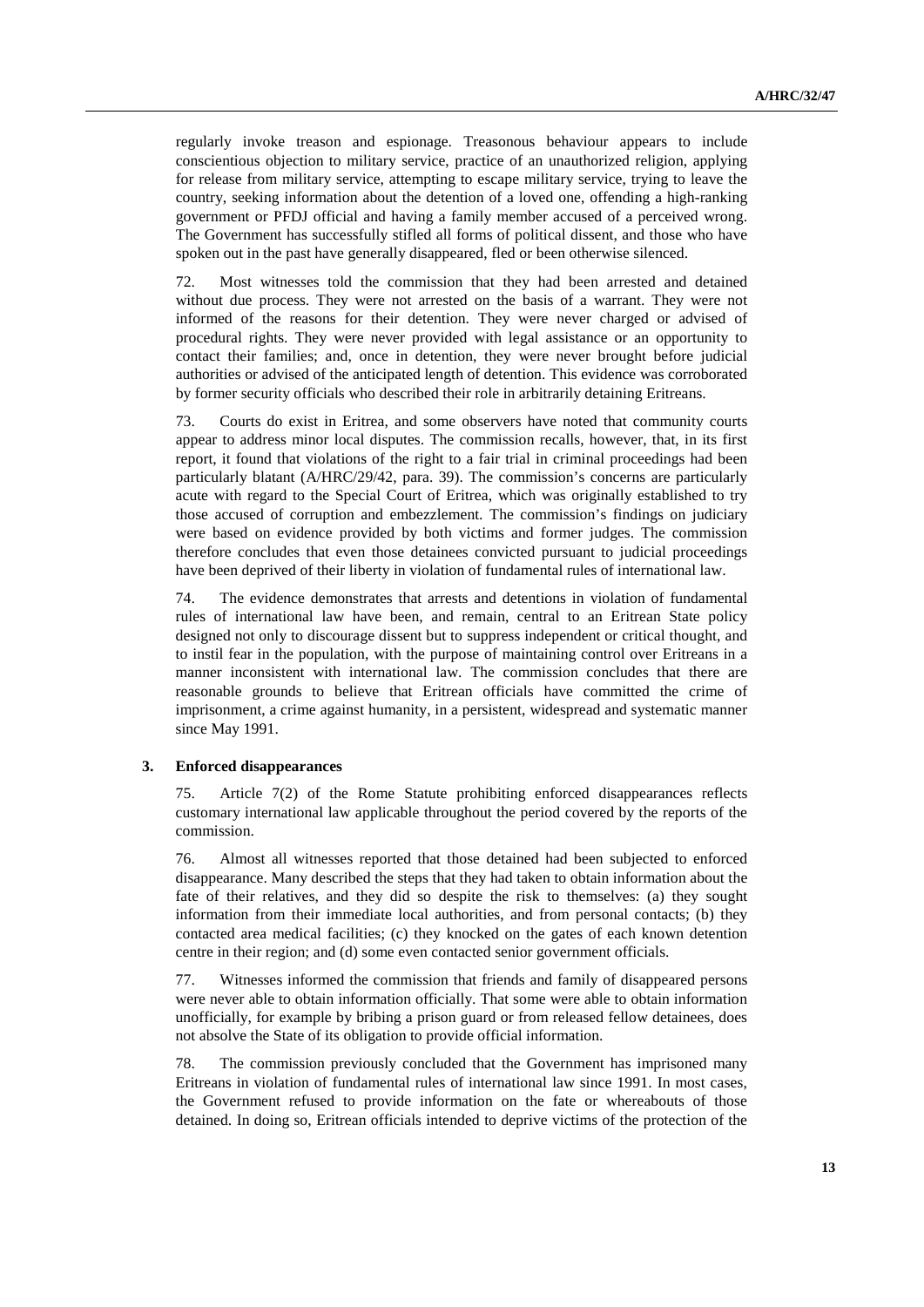regularly invoke treason and espionage. Treasonous behaviour appears to include conscientious objection to military service, practice of an unauthorized religion, applying for release from military service, attempting to escape military service, trying to leave the country, seeking information about the detention of a loved one, offending a high-ranking government or PFDJ official and having a family member accused of a perceived wrong. The Government has successfully stifled all forms of political dissent, and those who have spoken out in the past have generally disappeared, fled or been otherwise silenced.

72. Most witnesses told the commission that they had been arrested and detained without due process. They were not arrested on the basis of a warrant. They were not informed of the reasons for their detention. They were never charged or advised of procedural rights. They were never provided with legal assistance or an opportunity to contact their families; and, once in detention, they were never brought before judicial authorities or advised of the anticipated length of detention. This evidence was corroborated by former security officials who described their role in arbitrarily detaining Eritreans.

73. Courts do exist in Eritrea, and some observers have noted that community courts appear to address minor local disputes. The commission recalls, however, that, in its first report, it found that violations of the right to a fair trial in criminal proceedings had been particularly blatant (A/HRC/29/42, para. 39). The commission's concerns are particularly acute with regard to the Special Court of Eritrea, which was originally established to try those accused of corruption and embezzlement. The commission's findings on judiciary were based on evidence provided by both victims and former judges. The commission therefore concludes that even those detainees convicted pursuant to judicial proceedings have been deprived of their liberty in violation of fundamental rules of international law.

74. The evidence demonstrates that arrests and detentions in violation of fundamental rules of international law have been, and remain, central to an Eritrean State policy designed not only to discourage dissent but to suppress independent or critical thought, and to instil fear in the population, with the purpose of maintaining control over Eritreans in a manner inconsistent with international law. The commission concludes that there are reasonable grounds to believe that Eritrean officials have committed the crime of imprisonment, a crime against humanity, in a persistent, widespread and systematic manner since May 1991.

### 3. Enforced disappearances

75. Article 7(2) of the Rome Statute prohibiting enforced disappearances reflects customary international law applicable throughout the period covered by the reports of the commission.

76. Almost all witnesses reported that those detained had been subjected to enforced disappearance. Many described the steps that they had taken to obtain information about the fate of their relatives, and they did so despite the risk to themselves: (a) they sought information from their immediate local authorities, and from personal contacts; (b) they contacted area medical facilities; (c) they knocked on the gates of each known detention centre in their region; and (d) some even contacted senior government officials.

77. Witnesses informed the commission that friends and family of disappeared persons were never able to obtain information officially. That some were able to obtain information unofficially, for example by bribing a prison guard or from released fellow detainees, does not absolve the State of its obligation to provide official information.

78. The commission previously concluded that the Government has imprisoned many Eritreans in violation of fundamental rules of international law since 1991. In most cases, the Government refused to provide information on the fate or whereabouts of those detained. In doing so, Eritrean officials intended to deprive victims of the protection of the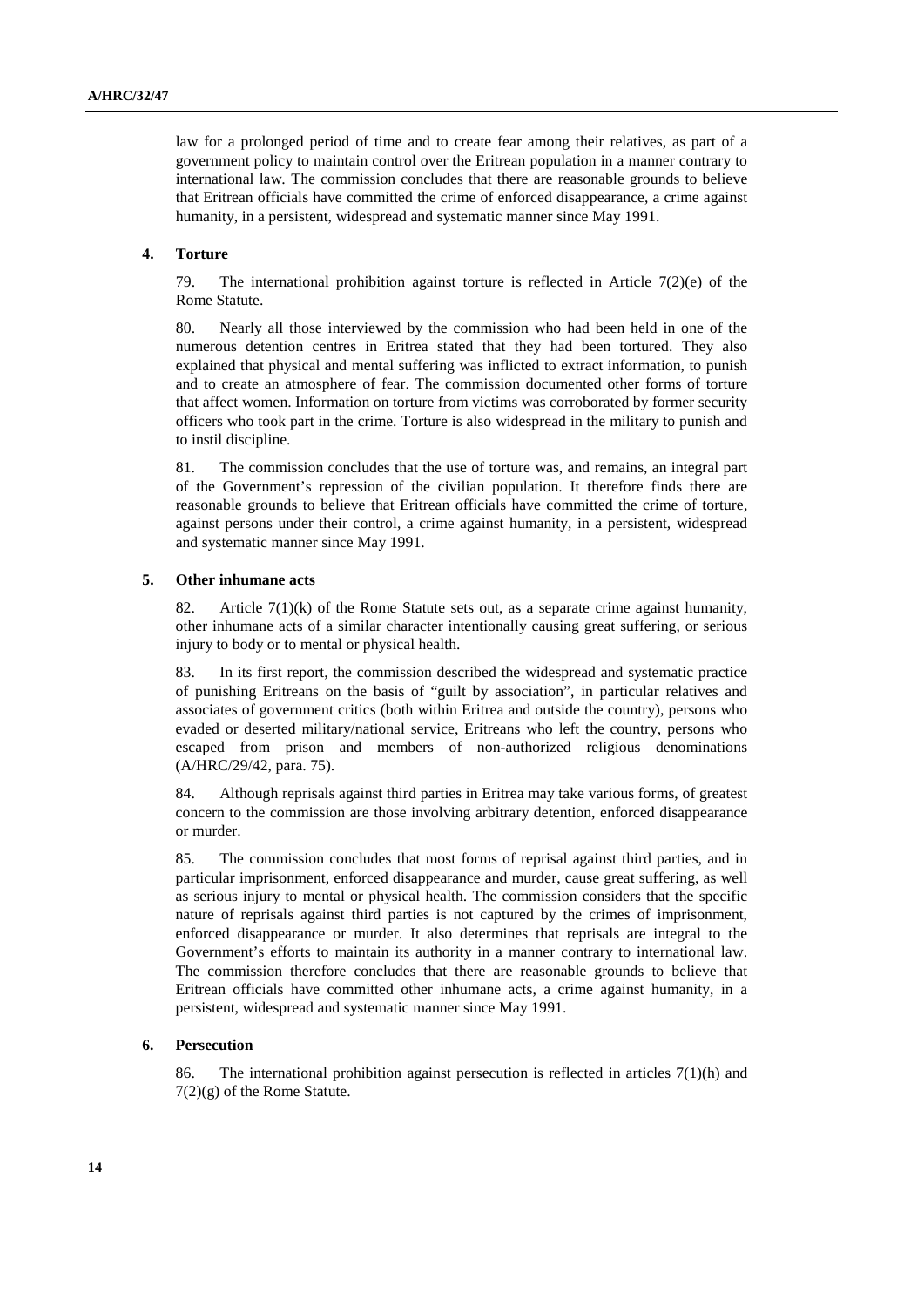law for a prolonged period of time and to create fear among their relatives, as part of a government policy to maintain control over the Eritrean population in a manner contrary to international law. The commission concludes that there are reasonable grounds to believe that Eritrean officials have committed the crime of enforced disappearance, a crime against humanity, in a persistent, widespread and systematic manner since May 1991.

### 4. Torture

79. The international prohibition against torture is reflected in Article 7(2)(e) of the Rome Statute.

80. Nearly all those interviewed by the commission who had been held in one of the numerous detention centres in Eritrea stated that they had been tortured. They also explained that physical and mental suffering was inflicted to extract information, to punish and to create an atmosphere of fear. The commission documented other forms of torture that affect women. Information on torture from victims was corroborated by former security officers who took part in the crime. Torture is also widespread in the military to punish and to instil discipline.

81. The commission concludes that the use of torture was, and remains, an integral part of the Government's repression of the civilian population. It therefore finds there are reasonable grounds to believe that Eritrean officials have committed the crime of torture, against persons under their control, a crime against humanity, in a persistent, widespread and systematic manner since May 1991.

### 5. Other inhumane acts

82. Article 7(1)(k) of the Rome Statute sets out, as a separate crime against humanity, other inhumane acts of a similar character intentionally causing great suffering, or serious injury to body or to mental or physical health.

83. In its first report, the commission described the widespread and systematic practice of punishing Eritreans on the basis of "guilt by association", in particular relatives and associates of government critics (both within Eritrea and outside the country), persons who evaded or deserted military/national service, Eritreans who left the country, persons who escaped from prison and members of non-authorized religious denominations (A/HRC/29/42, para. 75).

84. Although reprisals against third parties in Eritrea may take various forms, of greatest concern to the commission are those involving arbitrary detention, enforced disappearance or murder.

85. The commission concludes that most forms of reprisal against third parties, and in particular imprisonment, enforced disappearance and murder, cause great suffering, as well as serious injury to mental or physical health. The commission considers that the specific nature of reprisals against third parties is not captured by the crimes of imprisonment, enforced disappearance or murder. It also determines that reprisals are integral to the Government's efforts to maintain its authority in a manner contrary to international law. The commission therefore concludes that there are reasonable grounds to believe that Eritrean officials have committed other inhumane acts, a crime against humanity, in a persistent, widespread and systematic manner since May 1991.

### 6. Persecution

86. The international prohibition against persecution is reflected in articles 7(1)(h) and 7(2)(g) of the Rome Statute.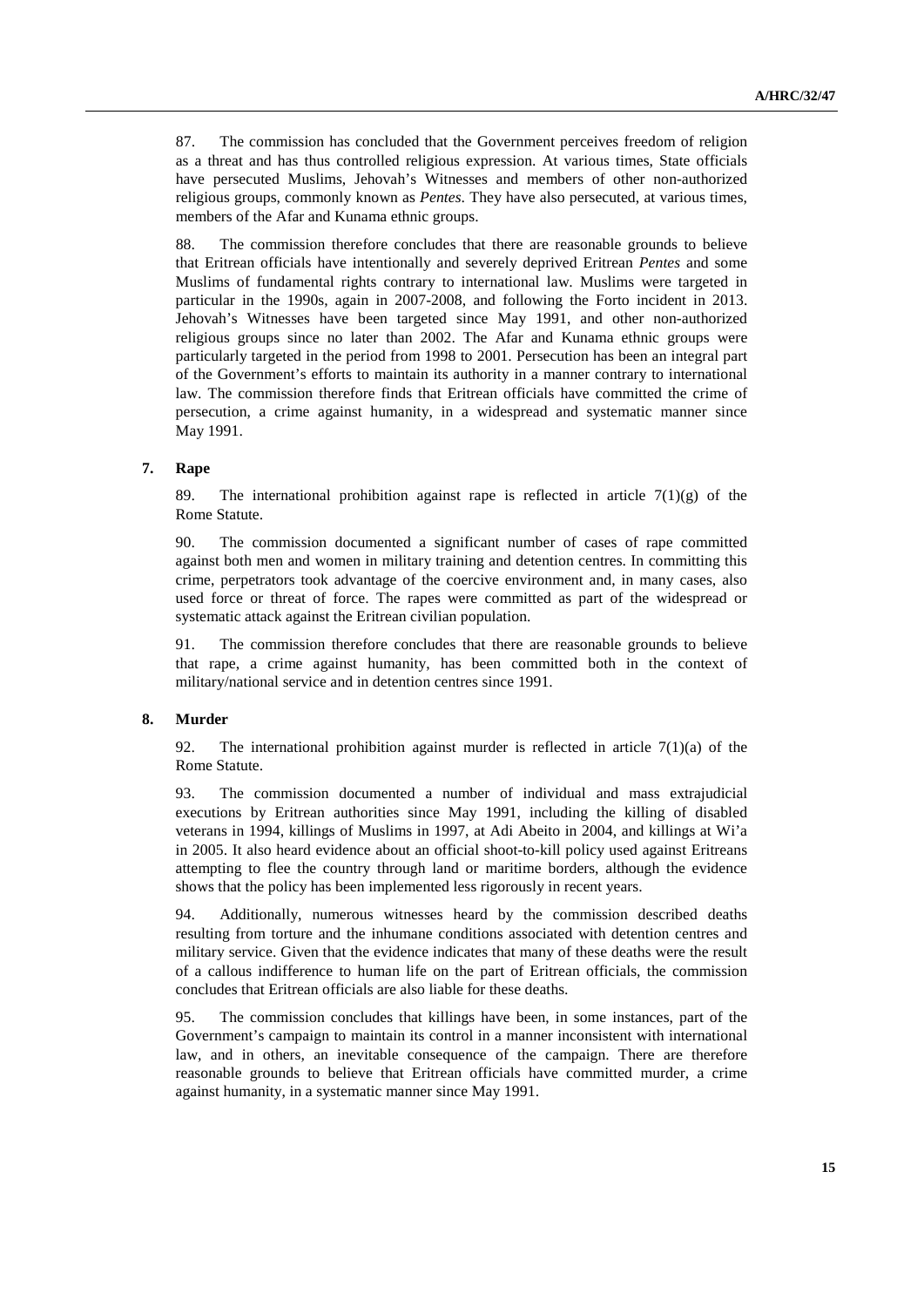87. The commission has concluded that the Government perceives freedom of religion as a threat and has thus controlled religious expression. At various times, State officials have persecuted Muslims, Jehovah's Witnesses and members of other non-authorized religious groups, commonly known as *Pentes*. They have also persecuted, at various times, members of the Afar and Kunama ethnic groups.

88. The commission therefore concludes that there are reasonable grounds to believe that Eritrean officials have intentionally and severely deprived Eritrean *Pentes* and some Muslims of fundamental rights contrary to international law. Muslims were targeted in particular in the 1990s, again in 2007-2008, and following the Forto incident in 2013. Jehovah's Witnesses have been targeted since May 1991, and other non-authorized religious groups since no later than 2002. The Afar and Kunama ethnic groups were particularly targeted in the period from 1998 to 2001. Persecution has been an integral part of the Government's efforts to maintain its authority in a manner contrary to international law. The commission therefore finds that Eritrean officials have committed the crime of persecution, a crime against humanity, in a widespread and systematic manner since May 1991.

### 7. Rape

89. The international prohibition against rape is reflected in article 7(1)(g) of the Rome Statute.

90. The commission documented a significant number of cases of rape committed against both men and women in military training and detention centres. In committing this crime, perpetrators took advantage of the coercive environment and, in many cases, also used force or threat of force. The rapes were committed as part of the widespread or systematic attack against the Eritrean civilian population.

91. The commission therefore concludes that there are reasonable grounds to believe that rape, a crime against humanity, has been committed both in the context of military/national service and in detention centres since 1991.

### 8. Murder

92. The international prohibition against murder is reflected in article 7(1)(a) of the Rome Statute.

93. The commission documented a number of individual and mass extrajudicial executions by Eritrean authorities since May 1991, including the killing of disabled veterans in 1994, killings of Muslims in 1997, at Adi Abeito in 2004, and killings at Wi'a in 2005. It also heard evidence about an official shoot-to-kill policy used against Eritreans attempting to flee the country through land or maritime borders, although the evidence shows that the policy has been implemented less rigorously in recent years.

94. Additionally, numerous witnesses heard by the commission described deaths resulting from torture and the inhumane conditions associated with detention centres and military service. Given that the evidence indicates that many of these deaths were the result of a callous indifference to human life on the part of Eritrean officials, the commission concludes that Eritrean officials are also liable for these deaths.

95. The commission concludes that killings have been, in some instances, part of the Government's campaign to maintain its control in a manner inconsistent with international law, and in others, an inevitable consequence of the campaign. There are therefore reasonable grounds to believe that Eritrean officials have committed murder, a crime against humanity, in a systematic manner since May 1991.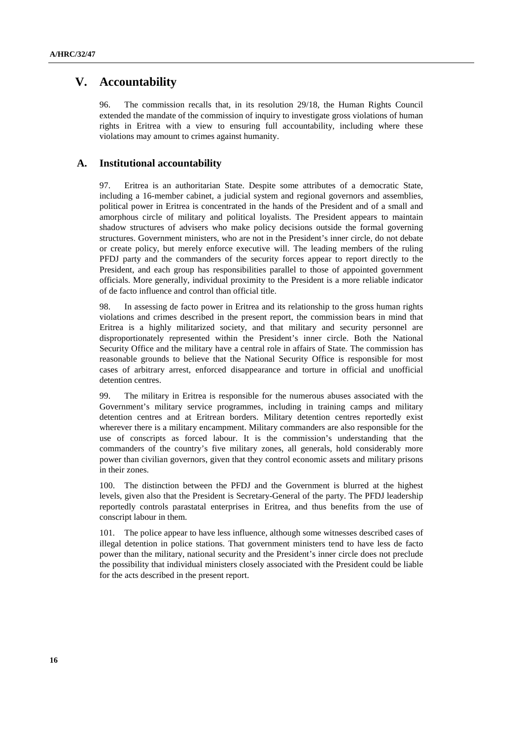# V. Accountability

96. The commission recalls that, in its resolution 29/18, the Human Rights Council extended the mandate of the commission of inquiry to investigate gross violations of human rights in Eritrea with a view to ensuring full accountability, including where these violations may amount to crimes against humanity.

## A. Institutional accountability

97. Eritrea is an authoritarian State. Despite some attributes of a democratic State, including a 16-member cabinet, a judicial system and regional governors and assemblies, political power in Eritrea is concentrated in the hands of the President and of a small and amorphous circle of military and political loyalists. The President appears to maintain shadow structures of advisers who make policy decisions outside the formal governing structures. Government ministers, who are not in the President's inner circle, do not debate or create policy, but merely enforce executive will. The leading members of the ruling PFDJ party and the commanders of the security forces appear to report directly to the President, and each group has responsibilities parallel to those of appointed government officials. More generally, individual proximity to the President is a more reliable indicator of de facto influence and control than official title.

98. In assessing de facto power in Eritrea and its relationship to the gross human rights violations and crimes described in the present report, the commission bears in mind that Eritrea is a highly militarized society, and that military and security personnel are disproportionately represented within the President's inner circle. Both the National Security Office and the military have a central role in affairs of State. The commission has reasonable grounds to believe that the National Security Office is responsible for most cases of arbitrary arrest, enforced disappearance and torture in official and unofficial detention centres.

99. The military in Eritrea is responsible for the numerous abuses associated with the Government's military service programmes, including in training camps and military detention centres and at Eritrean borders. Military detention centres reportedly exist wherever there is a military encampment. Military commanders are also responsible for the use of conscripts as forced labour. It is the commission's understanding that the commanders of the country's five military zones, all generals, hold considerably more power than civilian governors, given that they control economic assets and military prisons in their zones.

100. The distinction between the PFDJ and the Government is blurred at the highest levels, given also that the President is Secretary-General of the party. The PFDJ leadership reportedly controls parastatal enterprises in Eritrea, and thus benefits from the use of conscript labour in them.

101. The police appear to have less influence, although some witnesses described cases of illegal detention in police stations. That government ministers tend to have less de facto power than the military, national security and the President's inner circle does not preclude the possibility that individual ministers closely associated with the President could be liable for the acts described in the present report.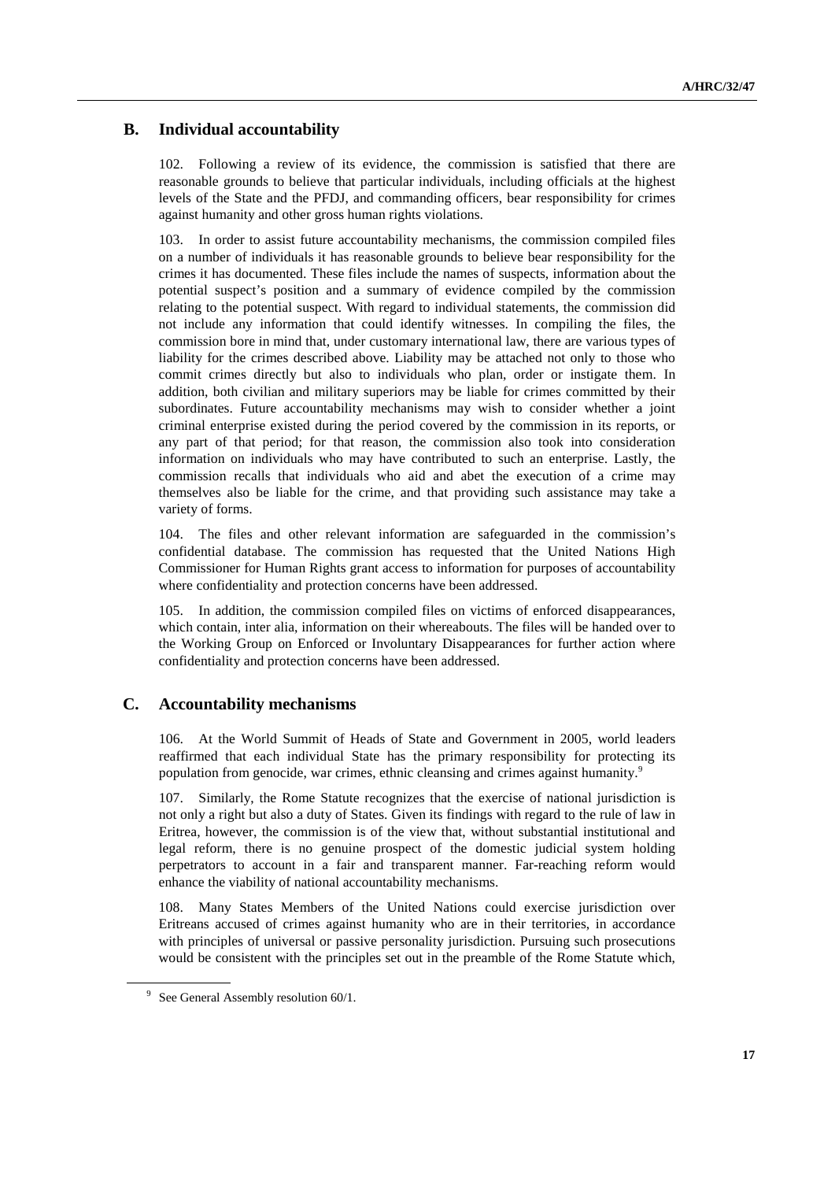## B. Individual accountability

102. Following a review of its evidence, the commission is satisfied that there are reasonable grounds to believe that particular individuals, including officials at the highest levels of the State and the PFDJ, and commanding officers, bear responsibility for crimes against humanity and other gross human rights violations.

103. In order to assist future accountability mechanisms, the commission compiled files on a number of individuals it has reasonable grounds to believe bear responsibility for the crimes it has documented. These files include the names of suspects, information about the potential suspect's position and a summary of evidence compiled by the commission relating to the potential suspect. With regard to individual statements, the commission did not include any information that could identify witnesses. In compiling the files, the commission bore in mind that, under customary international law, there are various types of liability for the crimes described above. Liability may be attached not only to those who commit crimes directly but also to individuals who plan, order or instigate them. In addition, both civilian and military superiors may be liable for crimes committed by their subordinates. Future accountability mechanisms may wish to consider whether a joint criminal enterprise existed during the period covered by the commission in its reports, or any part of that period; for that reason, the commission also took into consideration information on individuals who may have contributed to such an enterprise. Lastly, the commission recalls that individuals who aid and abet the execution of a crime may themselves also be liable for the crime, and that providing such assistance may take a variety of forms.

104. The files and other relevant information are safeguarded in the commission's confidential database. The commission has requested that the United Nations High Commissioner for Human Rights grant access to information for purposes of accountability where confidentiality and protection concerns have been addressed.

105. In addition, the commission compiled files on victims of enforced disappearances, which contain, inter alia, information on their whereabouts. The files will be handed over to the Working Group on Enforced or Involuntary Disappearances for further action where confidentiality and protection concerns have been addressed.

## C. Accountability mechanisms

106. At the World Summit of Heads of State and Government in 2005, world leaders reaffirmed that each individual State has the primary responsibility for protecting its population from genocide, war crimes, ethnic cleansing and crimes against humanity.[9]

107. Similarly, the Rome Statute recognizes that the exercise of national jurisdiction is not only a right but also a duty of States. Given its findings with regard to the rule of law in Eritrea, however, the commission is of the view that, without substantial institutional and legal reform, there is no genuine prospect of the domestic judicial system holding perpetrators to account in a fair and transparent manner. Far-reaching reform would enhance the viability of national accountability mechanisms.

108. Many States Members of the United Nations could exercise jurisdiction over Eritreans accused of crimes against humanity who are in their territories, in accordance with principles of universal or passive personality jurisdiction. Pursuing such prosecutions would be consistent with the principles set out in the preamble of the Rome Statute which,

[9] See General Assembly resolution 60/1.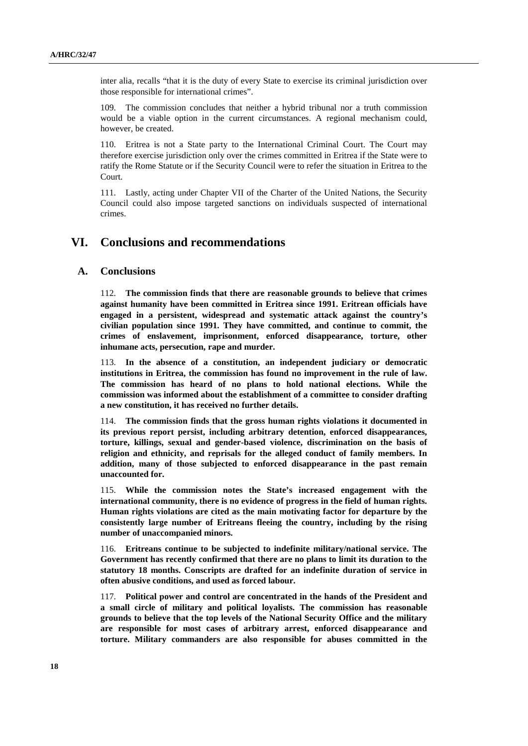inter alia, recalls "that it is the duty of every State to exercise its criminal jurisdiction over those responsible for international crimes".

109. The commission concludes that neither a hybrid tribunal nor a truth commission would be a viable option in the current circumstances. A regional mechanism could, however, be created.

110. Eritrea is not a State party to the International Criminal Court. The Court may therefore exercise jurisdiction only over the crimes committed in Eritrea if the State were to ratify the Rome Statute or if the Security Council were to refer the situation in Eritrea to the Court.

111. Lastly, acting under Chapter VII of the Charter of the United Nations, the Security Council could also impose targeted sanctions on individuals suspected of international crimes.

# VI. Conclusions and recommendations

## A. Conclusions

112. **The commission finds that there are reasonable grounds to believe that crimes against humanity have been committed in Eritrea since 1991. Eritrean officials have engaged in a persistent, widespread and systematic attack against the country's civilian population since 1991. They have committed, and continue to commit, the crimes of enslavement, imprisonment, enforced disappearance, torture, other inhumane acts, persecution, rape and murder.**

113. **In the absence of a constitution, an independent judiciary or democratic institutions in Eritrea, the commission has found no improvement in the rule of law. The commission has heard of no plans to hold national elections. While the commission was informed about the establishment of a committee to consider drafting a new constitution, it has received no further details.**

114. **The commission finds that the gross human rights violations it documented in its previous report persist, including arbitrary detention, enforced disappearances, torture, killings, sexual and gender-based violence, discrimination on the basis of religion and ethnicity, and reprisals for the alleged conduct of family members. In addition, many of those subjected to enforced disappearance in the past remain unaccounted for.**

115. **While the commission notes the State's increased engagement with the international community, there is no evidence of progress in the field of human rights. Human rights violations are cited as the main motivating factor for departure by the consistently large number of Eritreans fleeing the country, including by the rising number of unaccompanied minors.**

116. **Eritreans continue to be subjected to indefinite military/national service. The Government has recently confirmed that there are no plans to limit its duration to the statutory 18 months. Conscripts are drafted for an indefinite duration of service in often abusive conditions, and used as forced labour.**

117. **Political power and control are concentrated in the hands of the President and a small circle of military and political loyalists. The commission has reasonable grounds to believe that the top levels of the National Security Office and the military are responsible for most cases of arbitrary arrest, enforced disappearance and torture. Military commanders are also responsible for abuses committed in the**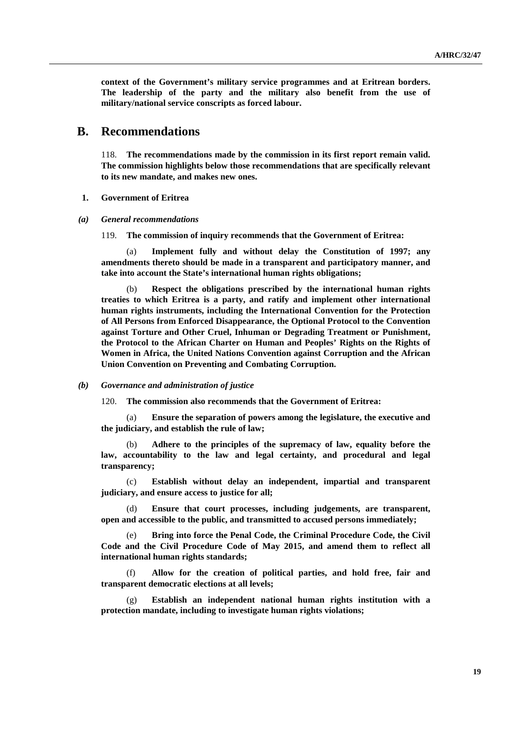**context of the Government's military service programmes and at Eritrean borders. The leadership of the party and the military also benefit from the use of military/national service conscripts as forced labour.**

## B. Recommendations

118. **The recommendations made by the commission in its first report remain valid. The commission highlights below those recommendations that are specifically relevant to its new mandate, and makes new ones.**

### 1. Government of Eritrea

#### *(a) General recommendations*

119. **The commission of inquiry recommends that the Government of Eritrea:**

(a) **Implement fully and without delay the Constitution of 1997; any amendments thereto should be made in a transparent and participatory manner, and take into account the State's international human rights obligations;**

(b) **Respect the obligations prescribed by the international human rights treaties to which Eritrea is a party, and ratify and implement other international human rights instruments, including the International Convention for the Protection of All Persons from Enforced Disappearance, the Optional Protocol to the Convention against Torture and Other Cruel, Inhuman or Degrading Treatment or Punishment, the Protocol to the African Charter on Human and Peoples' Rights on the Rights of Women in Africa, the United Nations Convention against Corruption and the African Union Convention on Preventing and Combating Corruption.**

#### *(b) Governance and administration of justice*

120. **The commission also recommends that the Government of Eritrea:**

(a) **Ensure the separation of powers among the legislature, the executive and the judiciary, and establish the rule of law;**

(b) **Adhere to the principles of the supremacy of law, equality before the law, accountability to the law and legal certainty, and procedural and legal transparency;**

(c) **Establish without delay an independent, impartial and transparent judiciary, and ensure access to justice for all;**

(d) **Ensure that court processes, including judgements, are transparent, open and accessible to the public, and transmitted to accused persons immediately;**

(e) **Bring into force the Penal Code, the Criminal Procedure Code, the Civil Code and the Civil Procedure Code of May 2015, and amend them to reflect all international human rights standards;**

(f) **Allow for the creation of political parties, and hold free, fair and transparent democratic elections at all levels;**

(g) **Establish an independent national human rights institution with a protection mandate, including to investigate human rights violations;**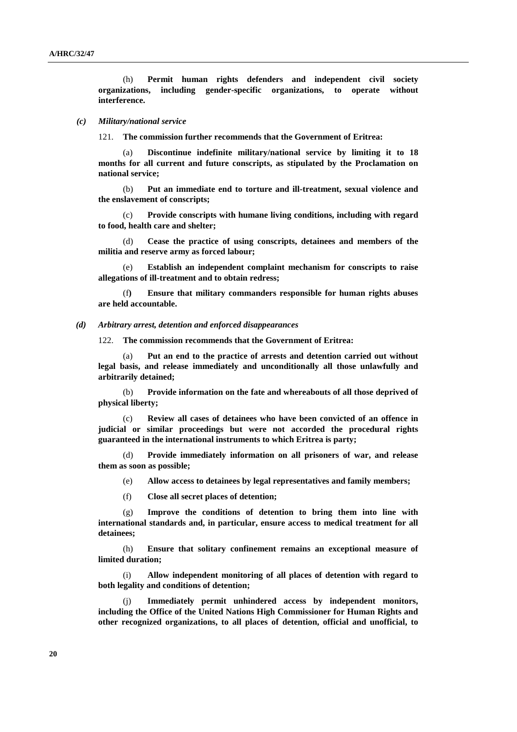(h) **Permit human rights defenders and independent civil society organizations, including gender-specific organizations, to operate without interference.**

*(c) Military/national service*

121. **The commission further recommends that the Government of Eritrea:**

(a) **Discontinue indefinite military/national service by limiting it to 18 months for all current and future conscripts, as stipulated by the Proclamation on national service;**

(b) **Put an immediate end to torture and ill-treatment, sexual violence and the enslavement of conscripts;**

(c) **Provide conscripts with humane living conditions, including with regard to food, health care and shelter;**

(d) **Cease the practice of using conscripts, detainees and members of the militia and reserve army as forced labour;**

(e) **Establish an independent complaint mechanism for conscripts to raise allegations of ill-treatment and to obtain redress;**

(f) **Ensure that military commanders responsible for human rights abuses are held accountable.**

*(d) Arbitrary arrest, detention and enforced disappearances*

122. **The commission recommends that the Government of Eritrea:**

(a) **Put an end to the practice of arrests and detention carried out without legal basis, and release immediately and unconditionally all those unlawfully and arbitrarily detained;**

(b) **Provide information on the fate and whereabouts of all those deprived of physical liberty;**

(c) **Review all cases of detainees who have been convicted of an offence in judicial or similar proceedings but were not accorded the procedural rights guaranteed in the international instruments to which Eritrea is party;**

(d) **Provide immediately information on all prisoners of war, and release them as soon as possible;**

(e) **Allow access to detainees by legal representatives and family members;**

(f) **Close all secret places of detention;**

(g) **Improve the conditions of detention to bring them into line with international standards and, in particular, ensure access to medical treatment for all detainees;**

(h) **Ensure that solitary confinement remains an exceptional measure of limited duration;**

(i) **Allow independent monitoring of all places of detention with regard to both legality and conditions of detention;**

(j) **Immediately permit unhindered access by independent monitors, including the Office of the United Nations High Commissioner for Human Rights and other recognized organizations, to all places of detention, official and unofficial, to**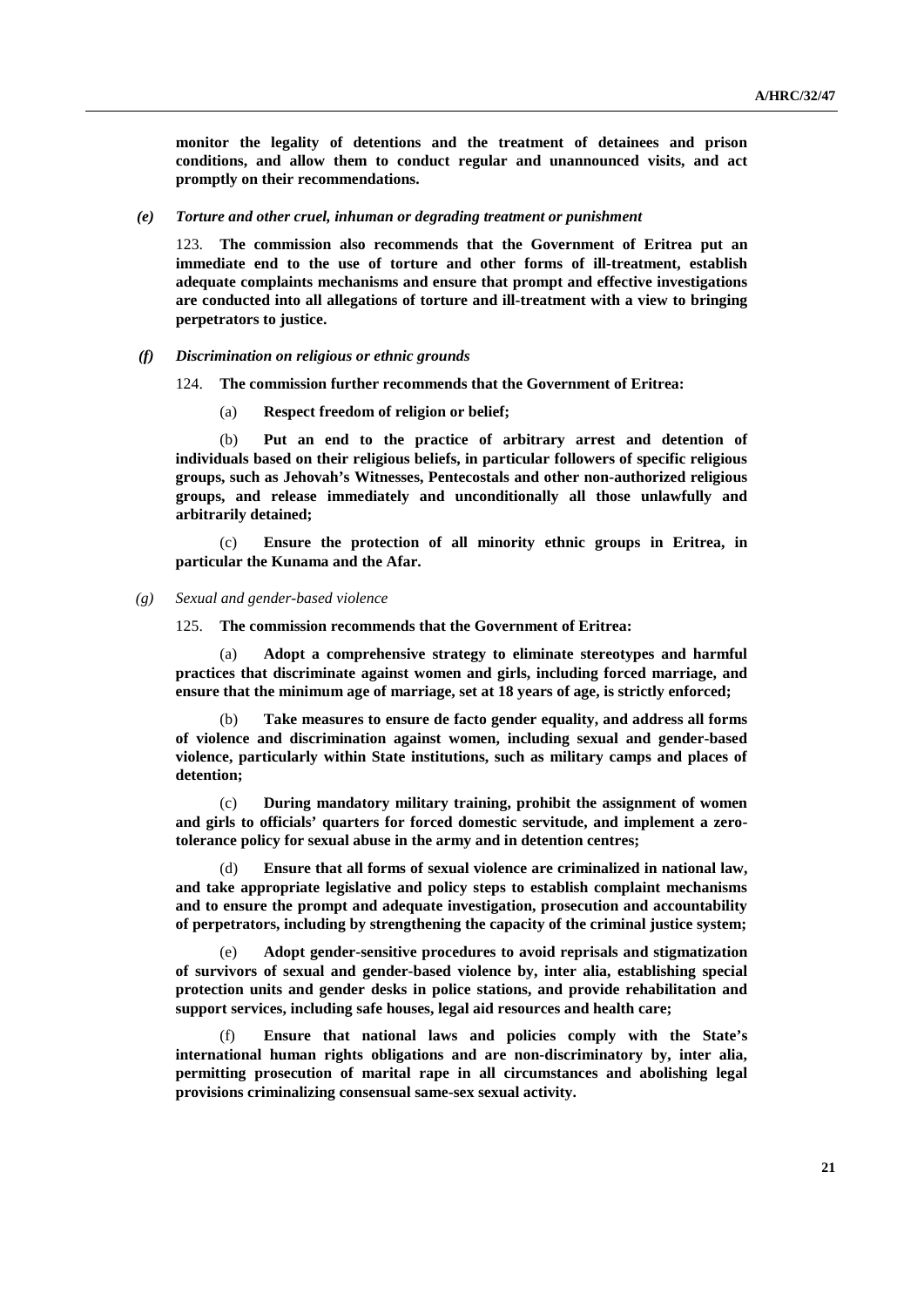**monitor the legality of detentions and the treatment of detainees and prison conditions, and allow them to conduct regular and unannounced visits, and act promptly on their recommendations.**

### *(e) Torture and other cruel, inhuman or degrading treatment or punishment*

123. **The commission also recommends that the Government of Eritrea put an immediate end to the use of torture and other forms of ill-treatment, establish adequate complaints mechanisms and ensure that prompt and effective investigations are conducted into all allegations of torture and ill-treatment with a view to bringing perpetrators to justice.**

### *(f) Discrimination on religious or ethnic grounds*

124. **The commission further recommends that the Government of Eritrea:**

(a) **Respect freedom of religion or belief;**

(b) **Put an end to the practice of arbitrary arrest and detention of individuals based on their religious beliefs, in particular followers of specific religious groups, such as Jehovah's Witnesses, Pentecostals and other non-authorized religious groups, and release immediately and unconditionally all those unlawfully and arbitrarily detained;**

(c) **Ensure the protection of all minority ethnic groups in Eritrea, in particular the Kunama and the Afar.**

### *(g) Sexual and gender-based violence*

125. **The commission recommends that the Government of Eritrea:**

(a) **Adopt a comprehensive strategy to eliminate stereotypes and harmful practices that discriminate against women and girls, including forced marriage, and ensure that the minimum age of marriage, set at 18 years of age, is strictly enforced;**

(b) **Take measures to ensure de facto gender equality, and address all forms of violence and discrimination against women, including sexual and gender-based violence, particularly within State institutions, such as military camps and places of detention;**

(c) **During mandatory military training, prohibit the assignment of women and girls to officials' quarters for forced domestic servitude, and implement a zero-tolerance policy for sexual abuse in the army and in detention centres;**

(d) **Ensure that all forms of sexual violence are criminalized in national law, and take appropriate legislative and policy steps to establish complaint mechanisms and to ensure the prompt and adequate investigation, prosecution and accountability of perpetrators, including by strengthening the capacity of the criminal justice system;**

(e) **Adopt gender-sensitive procedures to avoid reprisals and stigmatization of survivors of sexual and gender-based violence by, inter alia, establishing special protection units and gender desks in police stations, and provide rehabilitation and support services, including safe houses, legal aid resources and health care;**

(f) **Ensure that national laws and policies comply with the State's international human rights obligations and are non-discriminatory by, inter alia, permitting prosecution of marital rape in all circumstances and abolishing legal provisions criminalizing consensual same-sex sexual activity.**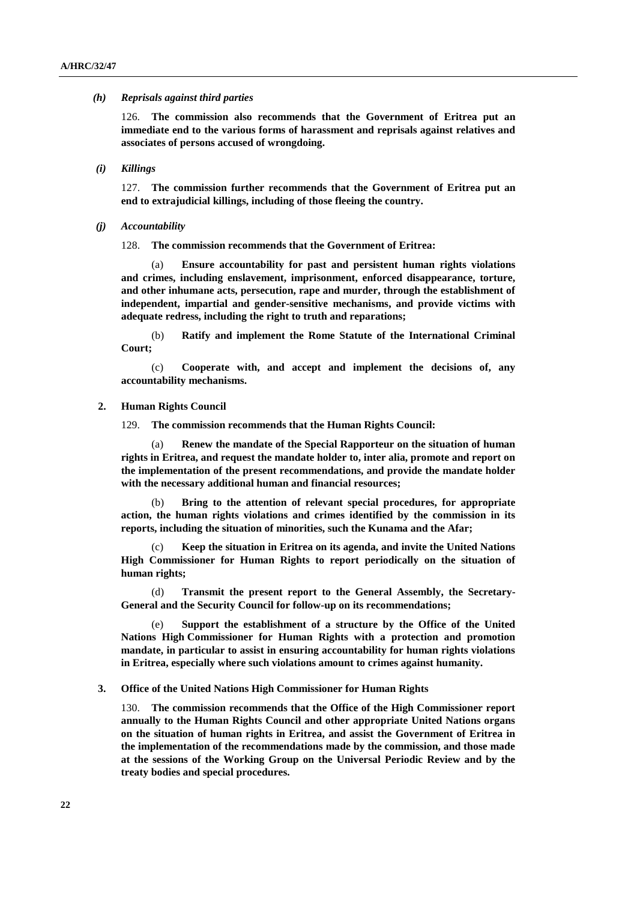### *(h) Reprisals against third parties*

126. **The commission also recommends that the Government of Eritrea put an immediate end to the various forms of harassment and reprisals against relatives and associates of persons accused of wrongdoing.**

### *(i) Killings*

127. **The commission further recommends that the Government of Eritrea put an end to extrajudicial killings, including of those fleeing the country.**

### *(j) Accountability*

128. **The commission recommends that the Government of Eritrea:**

(a) **Ensure accountability for past and persistent human rights violations and crimes, including enslavement, imprisonment, enforced disappearance, torture, and other inhumane acts, persecution, rape and murder, through the establishment of independent, impartial and gender-sensitive mechanisms, and provide victims with adequate redress, including the right to truth and reparations;**

(b) **Ratify and implement the Rome Statute of the International Criminal Court;**

(c) **Cooperate with, and accept and implement the decisions of, any accountability mechanisms.**

## 2. Human Rights Council

129. **The commission recommends that the Human Rights Council:**

(a) **Renew the mandate of the Special Rapporteur on the situation of human rights in Eritrea, and request the mandate holder to, inter alia, promote and report on the implementation of the present recommendations, and provide the mandate holder with the necessary additional human and financial resources;**

(b) **Bring to the attention of relevant special procedures, for appropriate action, the human rights violations and crimes identified by the commission in its reports, including the situation of minorities, such the Kunama and the Afar;**

(c) **Keep the situation in Eritrea on its agenda, and invite the United Nations High Commissioner for Human Rights to report periodically on the situation of human rights;**

(d) **Transmit the present report to the General Assembly, the Secretary-General and the Security Council for follow-up on its recommendations;**

(e) **Support the establishment of a structure by the Office of the United Nations High Commissioner for Human Rights with a protection and promotion mandate, in particular to assist in ensuring accountability for human rights violations in Eritrea, especially where such violations amount to crimes against humanity.**

## 3. Office of the United Nations High Commissioner for Human Rights

130. **The commission recommends that the Office of the High Commissioner report annually to the Human Rights Council and other appropriate United Nations organs on the situation of human rights in Eritrea, and assist the Government of Eritrea in the implementation of the recommendations made by the commission, and those made at the sessions of the Working Group on the Universal Periodic Review and by the treaty bodies and special procedures.**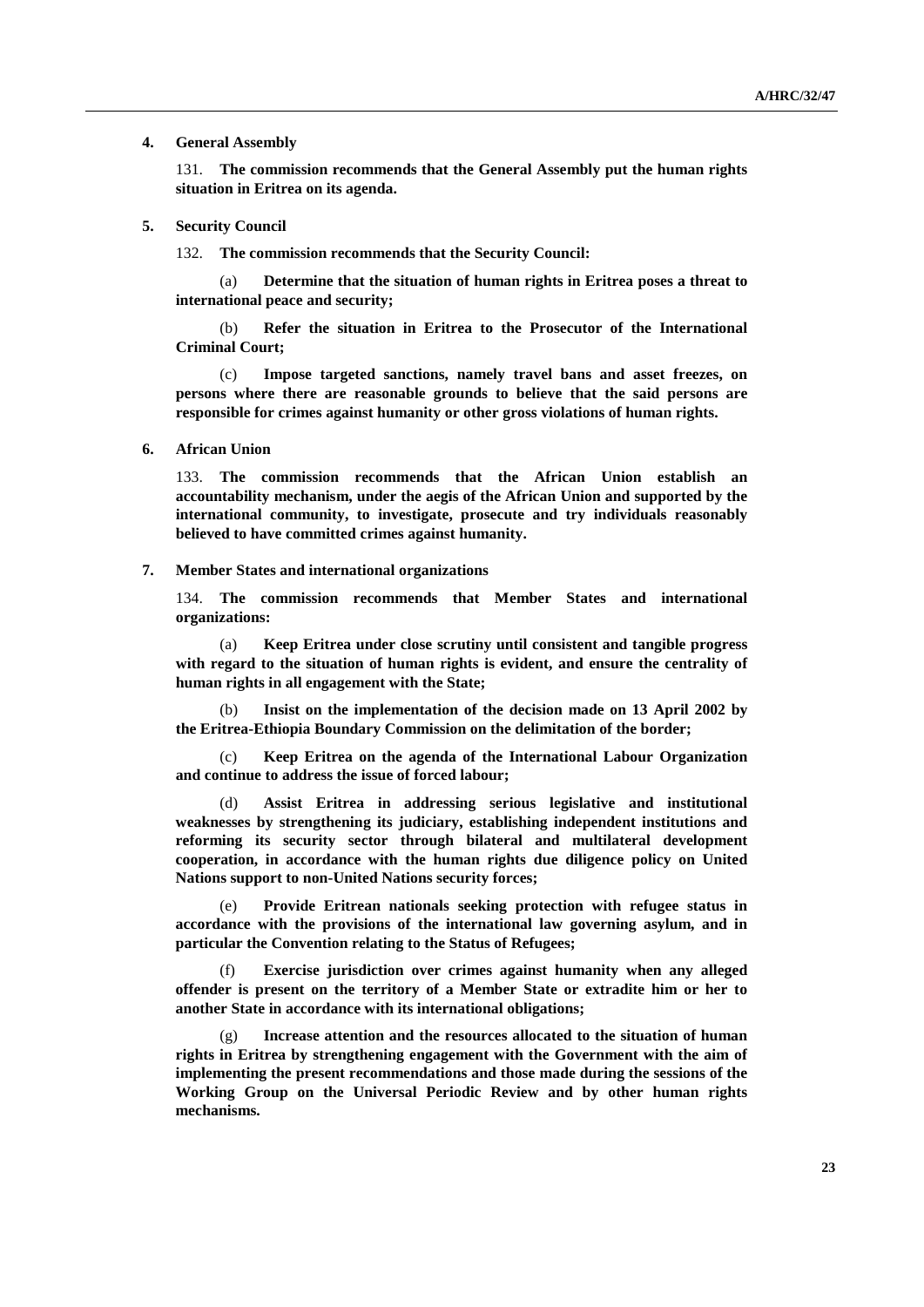### 4. General Assembly

131. **The commission recommends that the General Assembly put the human rights situation in Eritrea on its agenda.**

### 5. Security Council

132. **The commission recommends that the Security Council:**

(a) **Determine that the situation of human rights in Eritrea poses a threat to international peace and security;**

(b) **Refer the situation in Eritrea to the Prosecutor of the International Criminal Court;**

(c) **Impose targeted sanctions, namely travel bans and asset freezes, on persons where there are reasonable grounds to believe that the said persons are responsible for crimes against humanity or other gross violations of human rights.**

### 6. African Union

133. **The commission recommends that the African Union establish an accountability mechanism, under the aegis of the African Union and supported by the international community, to investigate, prosecute and try individuals reasonably believed to have committed crimes against humanity.**

### 7. Member States and international organizations

134. **The commission recommends that Member States and international organizations:**

(a) **Keep Eritrea under close scrutiny until consistent and tangible progress with regard to the situation of human rights is evident, and ensure the centrality of human rights in all engagement with the State;**

(b) **Insist on the implementation of the decision made on 13 April 2002 by the Eritrea-Ethiopia Boundary Commission on the delimitation of the border;**

(c) **Keep Eritrea on the agenda of the International Labour Organization and continue to address the issue of forced labour;**

(d) **Assist Eritrea in addressing serious legislative and institutional weaknesses by strengthening its judiciary, establishing independent institutions and reforming its security sector through bilateral and multilateral development cooperation, in accordance with the human rights due diligence policy on United Nations support to non-United Nations security forces;**

(e) **Provide Eritrean nationals seeking protection with refugee status in accordance with the provisions of the international law governing asylum, and in particular the Convention relating to the Status of Refugees;**

(f) **Exercise jurisdiction over crimes against humanity when any alleged offender is present on the territory of a Member State or extradite him or her to another State in accordance with its international obligations;**

(g) **Increase attention and the resources allocated to the situation of human rights in Eritrea by strengthening engagement with the Government with the aim of implementing the present recommendations and those made during the sessions of the Working Group on the Universal Periodic Review and by other human rights mechanisms.**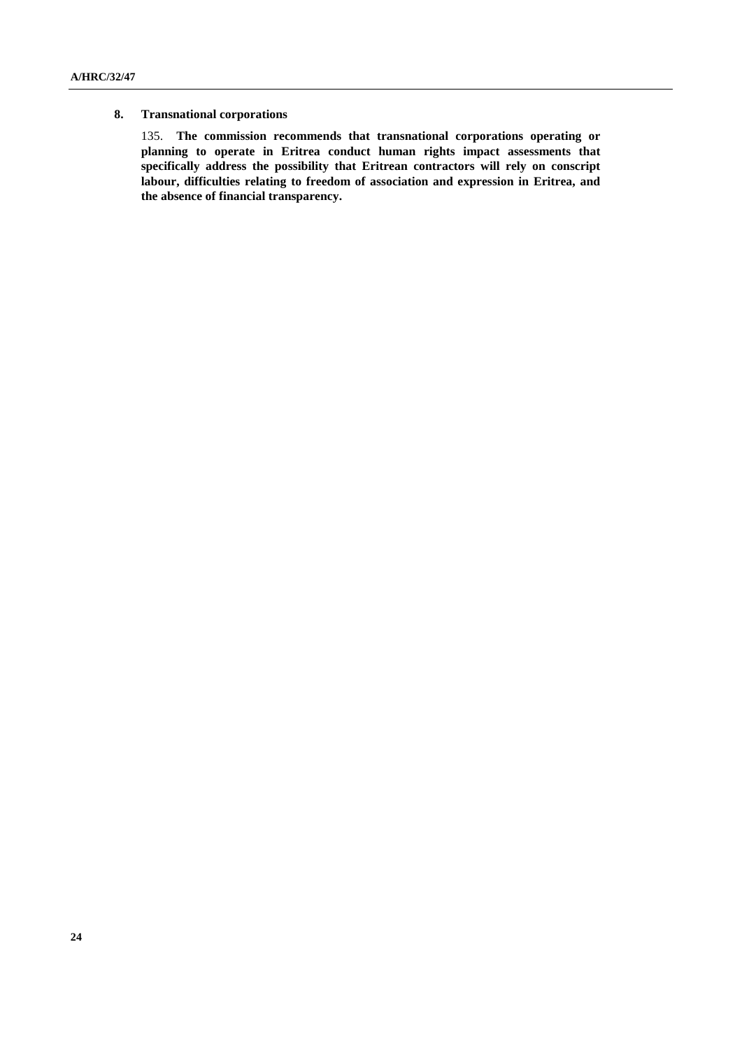### 8. Transnational corporations

135. **The commission recommends that transnational corporations operating or planning to operate in Eritrea conduct human rights impact assessments that specifically address the possibility that Eritrean contractors will rely on conscript labour, difficulties relating to freedom of association and expression in Eritrea, and the absence of financial transparency.**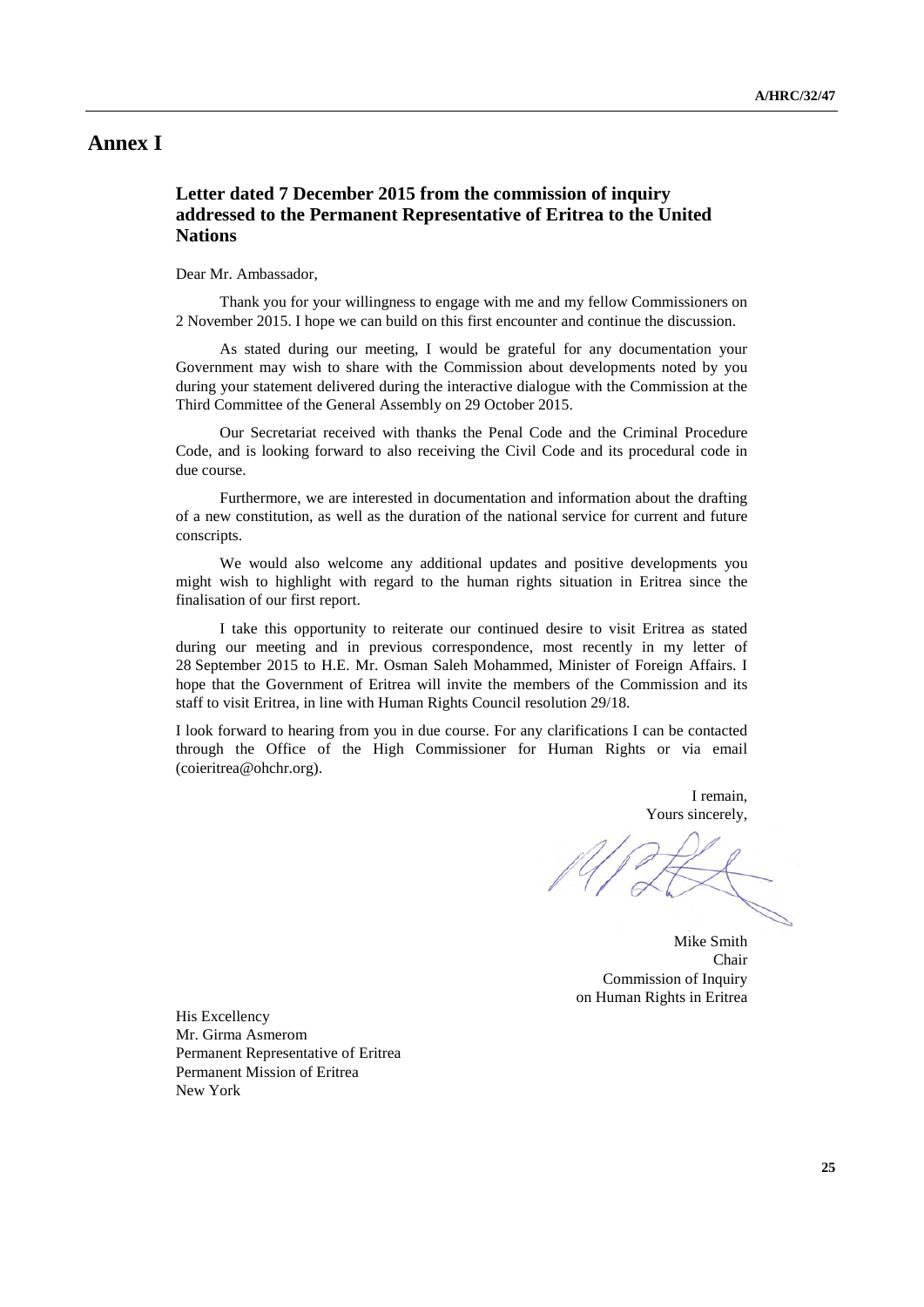# Annex I

## Letter dated 7 December 2015 from the commission of inquiry addressed to the Permanent Representative of Eritrea to the United Nations

Dear Mr. Ambassador,

Thank you for your willingness to engage with me and my fellow Commissioners on 2 November 2015. I hope we can build on this first encounter and continue the discussion.

As stated during our meeting, I would be grateful for any documentation your Government may wish to share with the Commission about developments noted by you during your statement delivered during the interactive dialogue with the Commission at the Third Committee of the General Assembly on 29 October 2015.

Our Secretariat received with thanks the Penal Code and the Criminal Procedure Code, and is looking forward to also receiving the Civil Code and its procedural code in due course.

Furthermore, we are interested in documentation and information about the drafting of a new constitution, as well as the duration of the national service for current and future conscripts.

We would also welcome any additional updates and positive developments you might wish to highlight with regard to the human rights situation in Eritrea since the finalisation of our first report.

I take this opportunity to reiterate our continued desire to visit Eritrea as stated during our meeting and in previous correspondence, most recently in my letter of 28 September 2015 to H.E. Mr. Osman Saleh Mohammed, Minister of Foreign Affairs. I hope that the Government of Eritrea will invite the members of the Commission and its staff to visit Eritrea, in line with Human Rights Council resolution 29/18.

I look forward to hearing from you in due course. For any clarifications I can be contacted through the Office of the High Commissioner for Human Rights or via email (coieritrea@ohchr.org).

I remain,
Yours sincerely,

Mike Smith
Chair
Commission of Inquiry
on Human Rights in Eritrea

His Excellency
Mr. Girma Asmerom
Permanent Representative of Eritrea
Permanent Mission of Eritrea
New York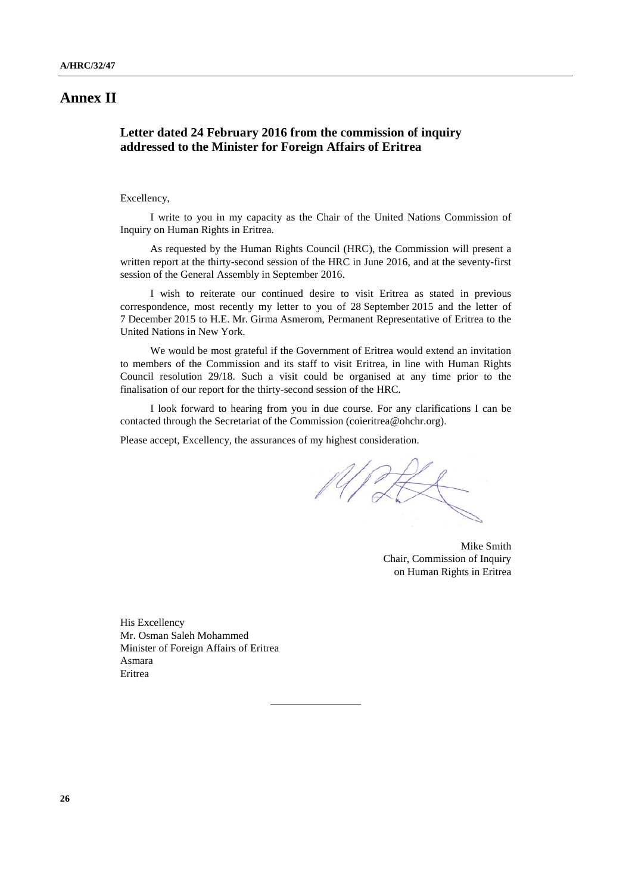# Annex II

## Letter dated 24 February 2016 from the commission of inquiry addressed to the Minister for Foreign Affairs of Eritrea

Excellency,

I write to you in my capacity as the Chair of the United Nations Commission of Inquiry on Human Rights in Eritrea.

As requested by the Human Rights Council (HRC), the Commission will present a written report at the thirty-second session of the HRC in June 2016, and at the seventy-first session of the General Assembly in September 2016.

I wish to reiterate our continued desire to visit Eritrea as stated in previous correspondence, most recently my letter to you of 28 September 2015 and the letter of 7 December 2015 to H.E. Mr. Girma Asmerom, Permanent Representative of Eritrea to the United Nations in New York.

We would be most grateful if the Government of Eritrea would extend an invitation to members of the Commission and its staff to visit Eritrea, in line with Human Rights Council resolution 29/18. Such a visit could be organised at any time prior to the finalisation of our report for the thirty-second session of the HRC.

I look forward to hearing from you in due course. For any clarifications I can be contacted through the Secretariat of the Commission (coieritrea@ohchr.org).

Please accept, Excellency, the assurances of my highest consideration.

Mike Smith
Chair, Commission of Inquiry
on Human Rights in Eritrea

His Excellency
Mr. Osman Saleh Mohammed
Minister of Foreign Affairs of Eritrea
Asmara
Eritrea